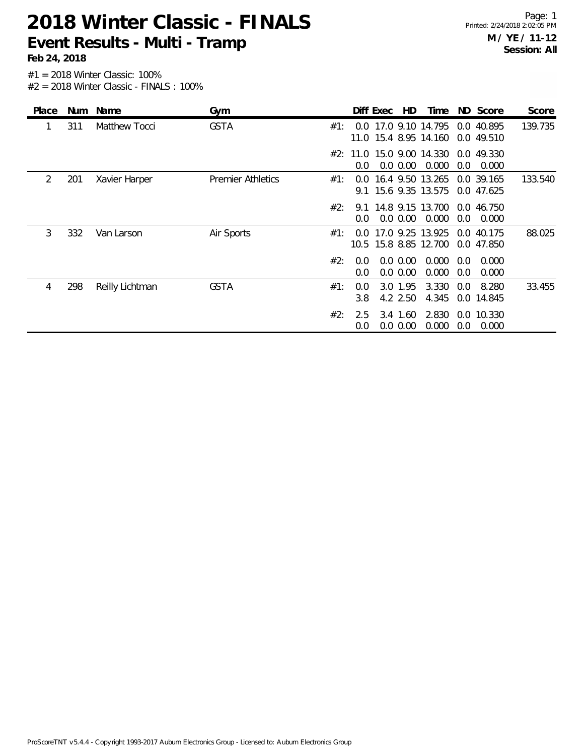# 2018 Winter Classic - FINALS

## Event Results - Multi - Tramp

**Feb 24, 2018**

Page: 1
Printed: 2/24/2018 2:02:05 PM

**M / YE / 11-12**
**Session: All**

#1 = 2018 Winter Classic: 100%
#2 = 2018 Winter Classic - FINALS : 100%

| Place | Num | Name | Gym | | Diff | Exec | HD | Time | ND | Score | Score |
|---|---|---|---|---|---|---|---|---|---|---|---|
| 1 | 311 | Matthew Tocci | GSTA | #1: | 0.0 | 17.0 | 9.10 | 14.795 | 0.0 | 40.895 | 139.735 |
| | | | | | 11.0 | 15.4 | 8.95 | 14.160 | 0.0 | 49.510 | |
| | | | | #2: | 11.0 | 15.0 | 9.00 | 14.330 | 0.0 | 49.330 | |
| | | | | | 0.0 | 0.0 | 0.00 | 0.000 | 0.0 | 0.000 | |
| 2 | 201 | Xavier Harper | Premier Athletics | #1: | 0.0 | 16.4 | 9.50 | 13.265 | 0.0 | 39.165 | 133.540 |
| | | | | | 9.1 | 15.6 | 9.35 | 13.575 | 0.0 | 47.625 | |
| | | | | #2: | 9.1 | 14.8 | 9.15 | 13.700 | 0.0 | 46.750 | |
| | | | | | 0.0 | 0.0 | 0.00 | 0.000 | 0.0 | 0.000 | |
| 3 | 332 | Van Larson | Air Sports | #1: | 0.0 | 17.0 | 9.25 | 13.925 | 0.0 | 40.175 | 88.025 |
| | | | | | 10.5 | 15.8 | 8.85 | 12.700 | 0.0 | 47.850 | |
| | | | | #2: | 0.0 | 0.0 | 0.00 | 0.000 | 0.0 | 0.000 | |
| | | | | | 0.0 | 0.0 | 0.00 | 0.000 | 0.0 | 0.000 | |
| 4 | 298 | Reilly Lichtman | GSTA | #1: | 0.0 | 3.0 | 1.95 | 3.330 | 0.0 | 8.280 | 33.455 |
| | | | | | 3.8 | 4.2 | 2.50 | 4.345 | 0.0 | 14.845 | |
| | | | | #2: | 2.5 | 3.4 | 1.60 | 2.830 | 0.0 | 10.330 | |
| | | | | | 0.0 | 0.0 | 0.00 | 0.000 | 0.0 | 0.000 | |

ProScoreTNT v5.4.4 - Copyright 1993-2017 Auburn Electronics Group - Licensed to: Auburn Electronics Group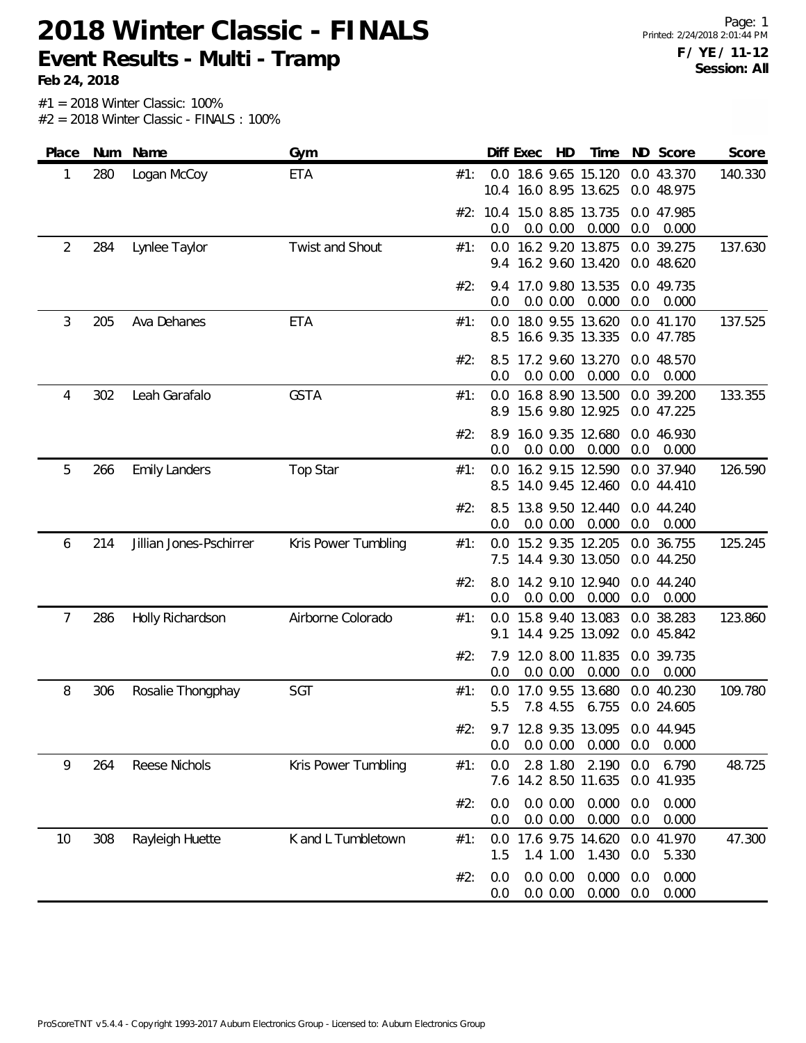# 2018 Winter Classic - FINALS

## Event Results - Multi - Tramp

**Feb 24, 2018**

**F / YE / 11-12**
**Session: All**

#1 = 2018 Winter Classic: 100%
#2 = 2018 Winter Classic - FINALS : 100%

| Place | Num | Name | Gym | | Diff | Exec | HD | Time | ND | Score | Score |
|---|---|---|---|---|---|---|---|---|---|---|---|
| 1 | 280 | Logan McCoy | ETA | #1: | 0.0 | 18.6 | 9.65 | 15.120 | 0.0 | 43.370 | 140.330 |
| | | | | | 10.4 | 16.0 | 8.95 | 13.625 | 0.0 | 48.975 | |
| | | | | #2: | 10.4 | 15.0 | 8.85 | 13.735 | 0.0 | 47.985 | |
| | | | | | 0.0 | 0.0 | 0.00 | 0.000 | 0.0 | 0.000 | |
| 2 | 284 | Lynlee Taylor | Twist and Shout | #1: | 0.0 | 16.2 | 9.20 | 13.875 | 0.0 | 39.275 | 137.630 |
| | | | | | 9.4 | 16.2 | 9.60 | 13.420 | 0.0 | 48.620 | |
| | | | | #2: | 9.4 | 17.0 | 9.80 | 13.535 | 0.0 | 49.735 | |
| | | | | | 0.0 | 0.0 | 0.00 | 0.000 | 0.0 | 0.000 | |
| 3 | 205 | Ava Dehanes | ETA | #1: | 0.0 | 18.0 | 9.55 | 13.620 | 0.0 | 41.170 | 137.525 |
| | | | | | 8.5 | 16.6 | 9.35 | 13.335 | 0.0 | 47.785 | |
| | | | | #2: | 8.5 | 17.2 | 9.60 | 13.270 | 0.0 | 48.570 | |
| | | | | | 0.0 | 0.0 | 0.00 | 0.000 | 0.0 | 0.000 | |
| 4 | 302 | Leah Garafalo | GSTA | #1: | 0.0 | 16.8 | 8.90 | 13.500 | 0.0 | 39.200 | 133.355 |
| | | | | | 8.9 | 15.6 | 9.80 | 12.925 | 0.0 | 47.225 | |
| | | | | #2: | 8.9 | 16.0 | 9.35 | 12.680 | 0.0 | 46.930 | |
| | | | | | 0.0 | 0.0 | 0.00 | 0.000 | 0.0 | 0.000 | |
| 5 | 266 | Emily Landers | Top Star | #1: | 0.0 | 16.2 | 9.15 | 12.590 | 0.0 | 37.940 | 126.590 |
| | | | | | 8.5 | 14.0 | 9.45 | 12.460 | 0.0 | 44.410 | |
| | | | | #2: | 8.5 | 13.8 | 9.50 | 12.440 | 0.0 | 44.240 | |
| | | | | | 0.0 | 0.0 | 0.00 | 0.000 | 0.0 | 0.000 | |
| 6 | 214 | Jillian Jones-Pschirrer | Kris Power Tumbling | #1: | 0.0 | 15.2 | 9.35 | 12.205 | 0.0 | 36.755 | 125.245 |
| | | | | | 7.5 | 14.4 | 9.30 | 13.050 | 0.0 | 44.250 | |
| | | | | #2: | 8.0 | 14.2 | 9.10 | 12.940 | 0.0 | 44.240 | |
| | | | | | 0.0 | 0.0 | 0.00 | 0.000 | 0.0 | 0.000 | |
| 7 | 286 | Holly Richardson | Airborne Colorado | #1: | 0.0 | 15.8 | 9.40 | 13.083 | 0.0 | 38.283 | 123.860 |
| | | | | | 9.1 | 14.4 | 9.25 | 13.092 | 0.0 | 45.842 | |
| | | | | #2: | 7.9 | 12.0 | 8.00 | 11.835 | 0.0 | 39.735 | |
| | | | | | 0.0 | 0.0 | 0.00 | 0.000 | 0.0 | 0.000 | |
| 8 | 306 | Rosalie Thongphay | SGT | #1: | 0.0 | 17.0 | 9.55 | 13.680 | 0.0 | 40.230 | 109.780 |
| | | | | | 5.5 | 7.8 | 4.55 | 6.755 | 0.0 | 24.605 | |
| | | | | #2: | 9.7 | 12.8 | 9.35 | 13.095 | 0.0 | 44.945 | |
| | | | | | 0.0 | 0.0 | 0.00 | 0.000 | 0.0 | 0.000 | |
| 9 | 264 | Reese Nichols | Kris Power Tumbling | #1: | 0.0 | 2.8 | 1.80 | 2.190 | 0.0 | 6.790 | 48.725 |
| | | | | | 7.6 | 14.2 | 8.50 | 11.635 | 0.0 | 41.935 | |
| | | | | #2: | 0.0 | 0.0 | 0.00 | 0.000 | 0.0 | 0.000 | |
| | | | | | 0.0 | 0.0 | 0.00 | 0.000 | 0.0 | 0.000 | |
| 10 | 308 | Rayleigh Huette | K and L Tumbletown | #1: | 0.0 | 17.6 | 9.75 | 14.620 | 0.0 | 41.970 | 47.300 |
| | | | | | 1.5 | 1.4 | 1.00 | 1.430 | 0.0 | 5.330 | |
| | | | | #2: | 0.0 | 0.0 | 0.00 | 0.000 | 0.0 | 0.000 | |
| | | | | | 0.0 | 0.0 | 0.00 | 0.000 | 0.0 | 0.000 | |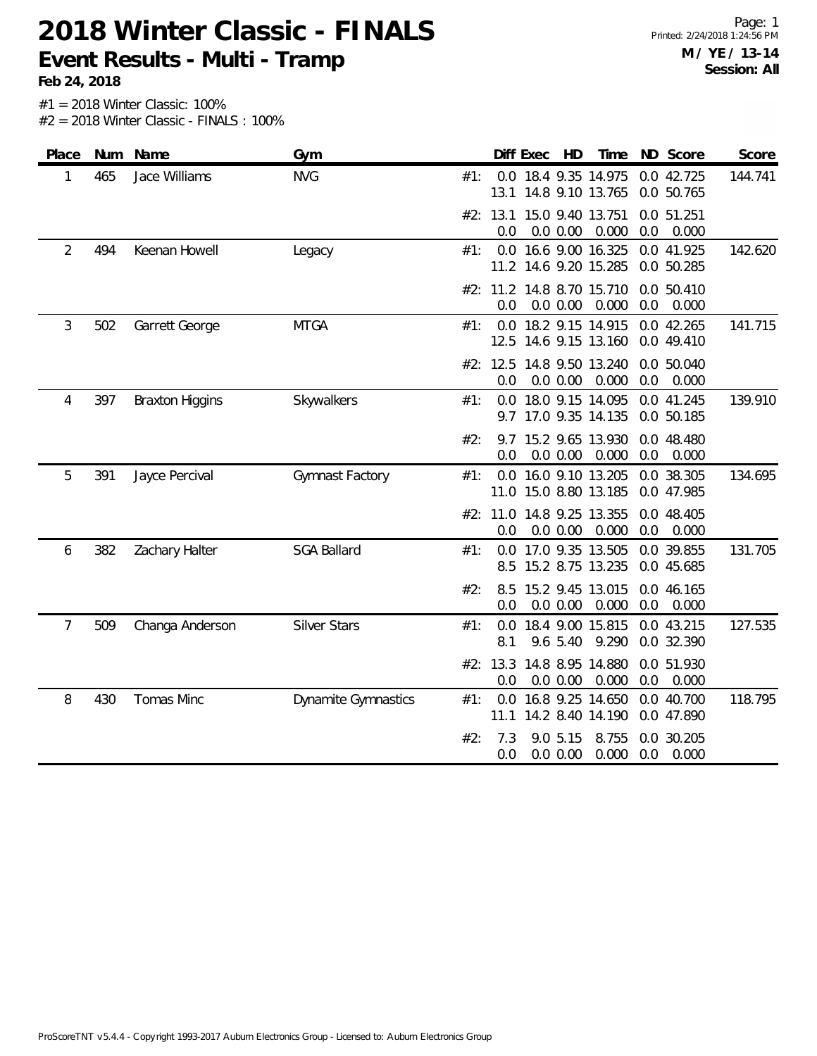# 2018 Winter Classic - FINALS

## Event Results - Multi - Tramp

**Feb 24, 2018**

**M / YE / 13-14**
**Session: All**

#1 = 2018 Winter Classic: 100%
#2 = 2018 Winter Classic - FINALS : 100%

| Place | Num | Name | Gym | | Diff | Exec | HD | Time | ND | Score | Score |
|---|---|---|---|---|---|---|---|---|---|---|---|
| 1 | 465 | Jace Williams | NVG | #1: | 0.0 | 18.4 | 9.35 | 14.975 | 0.0 | 42.725 | 144.741 |
| | | | | | 13.1 | 14.8 | 9.10 | 13.765 | 0.0 | 50.765 | |
| | | | | #2: | 13.1 | 15.0 | 9.40 | 13.751 | 0.0 | 51.251 | |
| | | | | | 0.0 | 0.0 | 0.00 | 0.000 | 0.0 | 0.000 | |
| 2 | 494 | Keenan Howell | Legacy | #1: | 0.0 | 16.6 | 9.00 | 16.325 | 0.0 | 41.925 | 142.620 |
| | | | | | 11.2 | 14.6 | 9.20 | 15.285 | 0.0 | 50.285 | |
| | | | | #2: | 11.2 | 14.8 | 8.70 | 15.710 | 0.0 | 50.410 | |
| | | | | | 0.0 | 0.0 | 0.00 | 0.000 | 0.0 | 0.000 | |
| 3 | 502 | Garrett George | MTGA | #1: | 0.0 | 18.2 | 9.15 | 14.915 | 0.0 | 42.265 | 141.715 |
| | | | | | 12.5 | 14.6 | 9.15 | 13.160 | 0.0 | 49.410 | |
| | | | | #2: | 12.5 | 14.8 | 9.50 | 13.240 | 0.0 | 50.040 | |
| | | | | | 0.0 | 0.0 | 0.00 | 0.000 | 0.0 | 0.000 | |
| 4 | 397 | Braxton Higgins | Skywalkers | #1: | 0.0 | 18.0 | 9.15 | 14.095 | 0.0 | 41.245 | 139.910 |
| | | | | | 9.7 | 17.0 | 9.35 | 14.135 | 0.0 | 50.185 | |
| | | | | #2: | 9.7 | 15.2 | 9.65 | 13.930 | 0.0 | 48.480 | |
| | | | | | 0.0 | 0.0 | 0.00 | 0.000 | 0.0 | 0.000 | |
| 5 | 391 | Jayce Percival | Gymnast Factory | #1: | 0.0 | 16.0 | 9.10 | 13.205 | 0.0 | 38.305 | 134.695 |
| | | | | | 11.0 | 15.0 | 8.80 | 13.185 | 0.0 | 47.985 | |
| | | | | #2: | 11.0 | 14.8 | 9.25 | 13.355 | 0.0 | 48.405 | |
| | | | | | 0.0 | 0.0 | 0.00 | 0.000 | 0.0 | 0.000 | |
| 6 | 382 | Zachary Halter | SGA Ballard | #1: | 0.0 | 17.0 | 9.35 | 13.505 | 0.0 | 39.855 | 131.705 |
| | | | | | 8.5 | 15.2 | 8.75 | 13.235 | 0.0 | 45.685 | |
| | | | | #2: | 8.5 | 15.2 | 9.45 | 13.015 | 0.0 | 46.165 | |
| | | | | | 0.0 | 0.0 | 0.00 | 0.000 | 0.0 | 0.000 | |
| 7 | 509 | Changa Anderson | Silver Stars | #1: | 0.0 | 18.4 | 9.00 | 15.815 | 0.0 | 43.215 | 127.535 |
| | | | | | 8.1 | 9.6 | 5.40 | 9.290 | 0.0 | 32.390 | |
| | | | | #2: | 13.3 | 14.8 | 8.95 | 14.880 | 0.0 | 51.930 | |
| | | | | | 0.0 | 0.0 | 0.00 | 0.000 | 0.0 | 0.000 | |
| 8 | 430 | Tomas Minc | Dynamite Gymnastics | #1: | 0.0 | 16.8 | 9.25 | 14.650 | 0.0 | 40.700 | 118.795 |
| | | | | | 11.1 | 14.2 | 8.40 | 14.190 | 0.0 | 47.890 | |
| | | | | #2: | 7.3 | 9.0 | 5.15 | 8.755 | 0.0 | 30.205 | |
| | | | | | 0.0 | 0.0 | 0.00 | 0.000 | 0.0 | 0.000 | |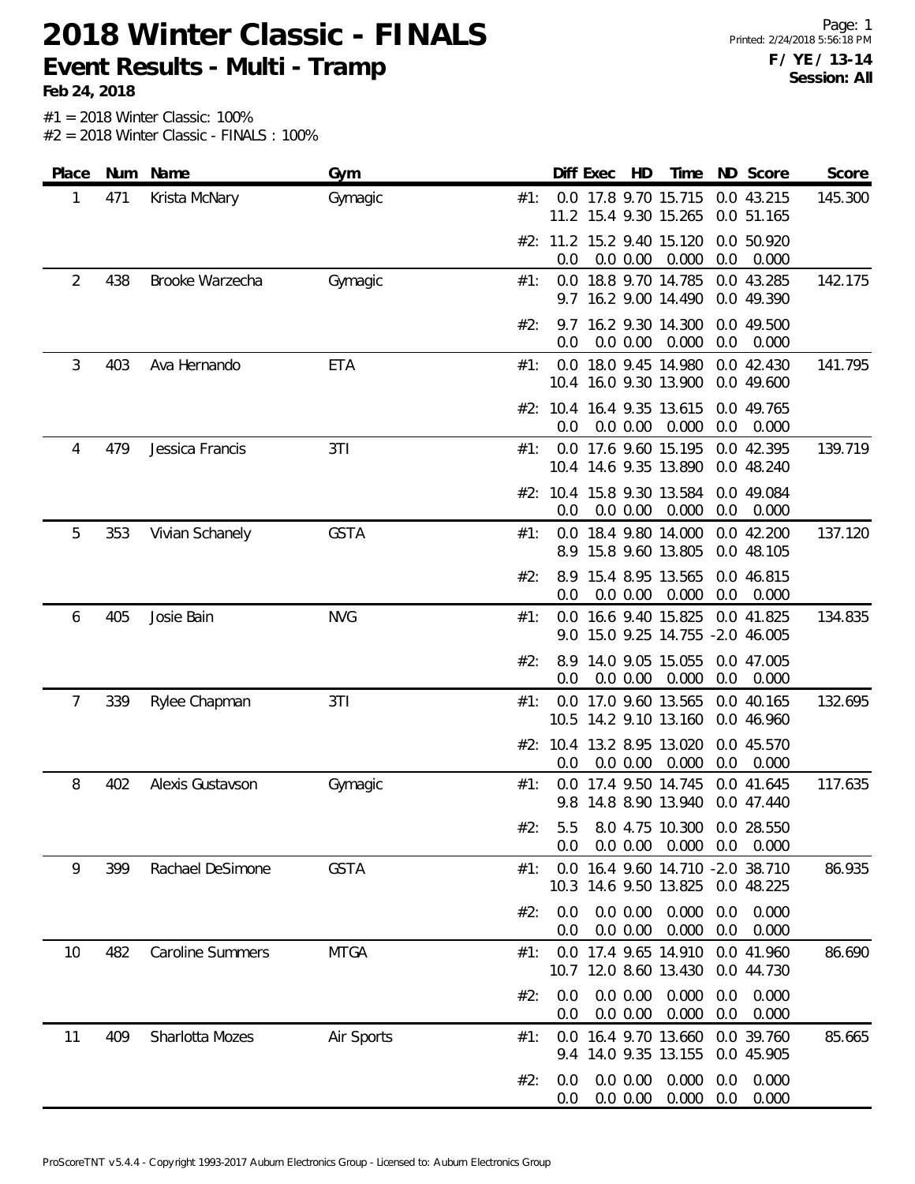# 2018 Winter Classic - FINALS

## Event Results - Multi - Tramp

**Feb 24, 2018**

**F / YE / 13-14**
**Session: All**

#1 = 2018 Winter Classic: 100%
#2 = 2018 Winter Classic - FINALS : 100%

| Place | Num | Name | Gym | | Diff | Exec | HD | Time | ND | Score | Score |
|---|---|---|---|---|---|---|---|---|---|---|---|
| 1 | 471 | Krista McNary | Gymagic | #1: | 0.0 | 17.8 | 9.70 | 15.715 | 0.0 | 43.215 | 145.300 |
| | | | | | 11.2 | 15.4 | 9.30 | 15.265 | 0.0 | 51.165 | |
| | | | | #2: | 11.2 | 15.2 | 9.40 | 15.120 | 0.0 | 50.920 | |
| | | | | | 0.0 | 0.0 | 0.00 | 0.000 | 0.0 | 0.000 | |
| 2 | 438 | Brooke Warzecha | Gymagic | #1: | 0.0 | 18.8 | 9.70 | 14.785 | 0.0 | 43.285 | 142.175 |
| | | | | | 9.7 | 16.2 | 9.00 | 14.490 | 0.0 | 49.390 | |
| | | | | #2: | 9.7 | 16.2 | 9.30 | 14.300 | 0.0 | 49.500 | |
| | | | | | 0.0 | 0.0 | 0.00 | 0.000 | 0.0 | 0.000 | |
| 3 | 403 | Ava Hernando | ETA | #1: | 0.0 | 18.0 | 9.45 | 14.980 | 0.0 | 42.430 | 141.795 |
| | | | | | 10.4 | 16.0 | 9.30 | 13.900 | 0.0 | 49.600 | |
| | | | | #2: | 10.4 | 16.4 | 9.35 | 13.615 | 0.0 | 49.765 | |
| | | | | | 0.0 | 0.0 | 0.00 | 0.000 | 0.0 | 0.000 | |
| 4 | 479 | Jessica Francis | 3TI | #1: | 0.0 | 17.6 | 9.60 | 15.195 | 0.0 | 42.395 | 139.719 |
| | | | | | 10.4 | 14.6 | 9.35 | 13.890 | 0.0 | 48.240 | |
| | | | | #2: | 10.4 | 15.8 | 9.30 | 13.584 | 0.0 | 49.084 | |
| | | | | | 0.0 | 0.0 | 0.00 | 0.000 | 0.0 | 0.000 | |
| 5 | 353 | Vivian Schanely | GSTA | #1: | 0.0 | 18.4 | 9.80 | 14.000 | 0.0 | 42.200 | 137.120 |
| | | | | | 8.9 | 15.8 | 9.60 | 13.805 | 0.0 | 48.105 | |
| | | | | #2: | 8.9 | 15.4 | 8.95 | 13.565 | 0.0 | 46.815 | |
| | | | | | 0.0 | 0.0 | 0.00 | 0.000 | 0.0 | 0.000 | |
| 6 | 405 | Josie Bain | NVG | #1: | 0.0 | 16.6 | 9.40 | 15.825 | 0.0 | 41.825 | 134.835 |
| | | | | | 9.0 | 15.0 | 9.25 | 14.755 | -2.0 | 46.005 | |
| | | | | #2: | 8.9 | 14.0 | 9.05 | 15.055 | 0.0 | 47.005 | |
| | | | | | 0.0 | 0.0 | 0.00 | 0.000 | 0.0 | 0.000 | |
| 7 | 339 | Rylee Chapman | 3TI | #1: | 0.0 | 17.0 | 9.60 | 13.565 | 0.0 | 40.165 | 132.695 |
| | | | | | 10.5 | 14.2 | 9.10 | 13.160 | 0.0 | 46.960 | |
| | | | | #2: | 10.4 | 13.2 | 8.95 | 13.020 | 0.0 | 45.570 | |
| | | | | | 0.0 | 0.0 | 0.00 | 0.000 | 0.0 | 0.000 | |
| 8 | 402 | Alexis Gustavson | Gymagic | #1: | 0.0 | 17.4 | 9.50 | 14.745 | 0.0 | 41.645 | 117.635 |
| | | | | | 9.8 | 14.8 | 8.90 | 13.940 | 0.0 | 47.440 | |
| | | | | #2: | 5.5 | 8.0 | 4.75 | 10.300 | 0.0 | 28.550 | |
| | | | | | 0.0 | 0.0 | 0.00 | 0.000 | 0.0 | 0.000 | |
| 9 | 399 | Rachael DeSimone | GSTA | #1: | 0.0 | 16.4 | 9.60 | 14.710 | -2.0 | 38.710 | 86.935 |
| | | | | | 10.3 | 14.6 | 9.50 | 13.825 | 0.0 | 48.225 | |
| | | | | #2: | 0.0 | 0.0 | 0.00 | 0.000 | 0.0 | 0.000 | |
| | | | | | 0.0 | 0.0 | 0.00 | 0.000 | 0.0 | 0.000 | |
| 10 | 482 | Caroline Summers | MTGA | #1: | 0.0 | 17.4 | 9.65 | 14.910 | 0.0 | 41.960 | 86.690 |
| | | | | | 10.7 | 12.0 | 8.60 | 13.430 | 0.0 | 44.730 | |
| | | | | #2: | 0.0 | 0.0 | 0.00 | 0.000 | 0.0 | 0.000 | |
| | | | | | 0.0 | 0.0 | 0.00 | 0.000 | 0.0 | 0.000 | |
| 11 | 409 | Sharlotta Mozes | Air Sports | #1: | 0.0 | 16.4 | 9.70 | 13.660 | 0.0 | 39.760 | 85.665 |
| | | | | | 9.4 | 14.0 | 9.35 | 13.155 | 0.0 | 45.905 | |
| | | | | #2: | 0.0 | 0.0 | 0.00 | 0.000 | 0.0 | 0.000 | |
| | | | | | 0.0 | 0.0 | 0.00 | 0.000 | 0.0 | 0.000 | |

ProScoreTNT v5.4.4 - Copyright 1993-2017 Auburn Electronics Group - Licensed to: Auburn Electronics Group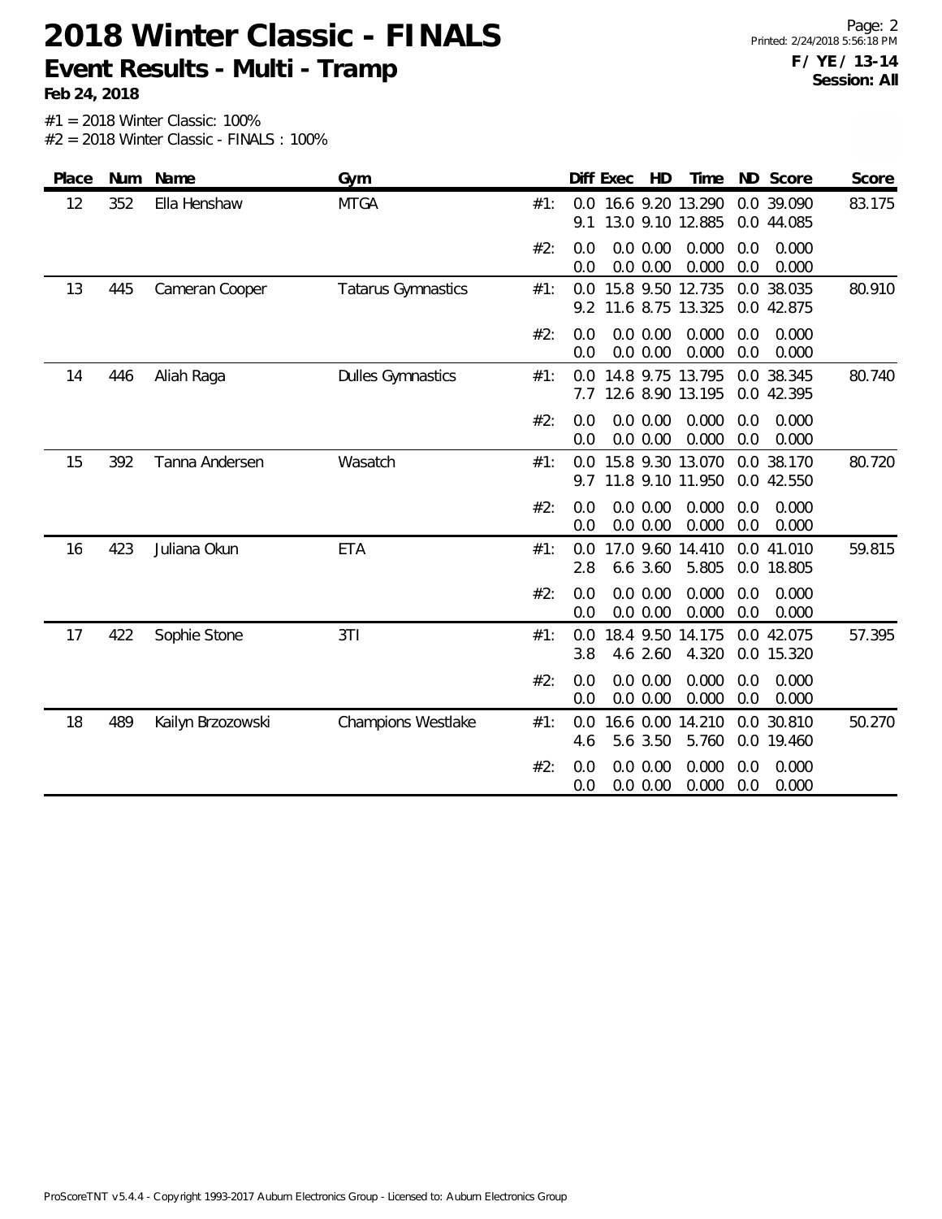# 2018 Winter Classic - FINALS

## Event Results - Multi - Tramp

**Feb 24, 2018**

**F / YE / 13-14**
**Session: All**

#1 = 2018 Winter Classic: 100%
#2 = 2018 Winter Classic - FINALS : 100%

| Place | Num | Name | Gym | | Diff | Exec | HD | Time | ND | Score | Score |
|---|---|---|---|---|---|---|---|---|---|---|---|
| 12 | 352 | Ella Henshaw | MTGA | #1: | 0.0 | 16.6 | 9.20 | 13.290 | 0.0 | 39.090 | 83.175 |
| | | | | | 9.1 | 13.0 | 9.10 | 12.885 | 0.0 | 44.085 | |
| | | | | #2: | 0.0 | 0.0 | 0.00 | 0.000 | 0.0 | 0.000 | |
| | | | | | 0.0 | 0.0 | 0.00 | 0.000 | 0.0 | 0.000 | |
| 13 | 445 | Cameran Cooper | Tatarus Gymnastics | #1: | 0.0 | 15.8 | 9.50 | 12.735 | 0.0 | 38.035 | 80.910 |
| | | | | | 9.2 | 11.6 | 8.75 | 13.325 | 0.0 | 42.875 | |
| | | | | #2: | 0.0 | 0.0 | 0.00 | 0.000 | 0.0 | 0.000 | |
| | | | | | 0.0 | 0.0 | 0.00 | 0.000 | 0.0 | 0.000 | |
| 14 | 446 | Aliah Raga | Dulles Gymnastics | #1: | 0.0 | 14.8 | 9.75 | 13.795 | 0.0 | 38.345 | 80.740 |
| | | | | | 7.7 | 12.6 | 8.90 | 13.195 | 0.0 | 42.395 | |
| | | | | #2: | 0.0 | 0.0 | 0.00 | 0.000 | 0.0 | 0.000 | |
| | | | | | 0.0 | 0.0 | 0.00 | 0.000 | 0.0 | 0.000 | |
| 15 | 392 | Tanna Andersen | Wasatch | #1: | 0.0 | 15.8 | 9.30 | 13.070 | 0.0 | 38.170 | 80.720 |
| | | | | | 9.7 | 11.8 | 9.10 | 11.950 | 0.0 | 42.550 | |
| | | | | #2: | 0.0 | 0.0 | 0.00 | 0.000 | 0.0 | 0.000 | |
| | | | | | 0.0 | 0.0 | 0.00 | 0.000 | 0.0 | 0.000 | |
| 16 | 423 | Juliana Okun | ETA | #1: | 0.0 | 17.0 | 9.60 | 14.410 | 0.0 | 41.010 | 59.815 |
| | | | | | 2.8 | 6.6 | 3.60 | 5.805 | 0.0 | 18.805 | |
| | | | | #2: | 0.0 | 0.0 | 0.00 | 0.000 | 0.0 | 0.000 | |
| | | | | | 0.0 | 0.0 | 0.00 | 0.000 | 0.0 | 0.000 | |
| 17 | 422 | Sophie Stone | 3TI | #1: | 0.0 | 18.4 | 9.50 | 14.175 | 0.0 | 42.075 | 57.395 |
| | | | | | 3.8 | 4.6 | 2.60 | 4.320 | 0.0 | 15.320 | |
| | | | | #2: | 0.0 | 0.0 | 0.00 | 0.000 | 0.0 | 0.000 | |
| | | | | | 0.0 | 0.0 | 0.00 | 0.000 | 0.0 | 0.000 | |
| 18 | 489 | Kailyn Brzozowski | Champions Westlake | #1: | 0.0 | 16.6 | 0.00 | 14.210 | 0.0 | 30.810 | 50.270 |
| | | | | | 4.6 | 5.6 | 3.50 | 5.760 | 0.0 | 19.460 | |
| | | | | #2: | 0.0 | 0.0 | 0.00 | 0.000 | 0.0 | 0.000 | |
| | | | | | 0.0 | 0.0 | 0.00 | 0.000 | 0.0 | 0.000 | |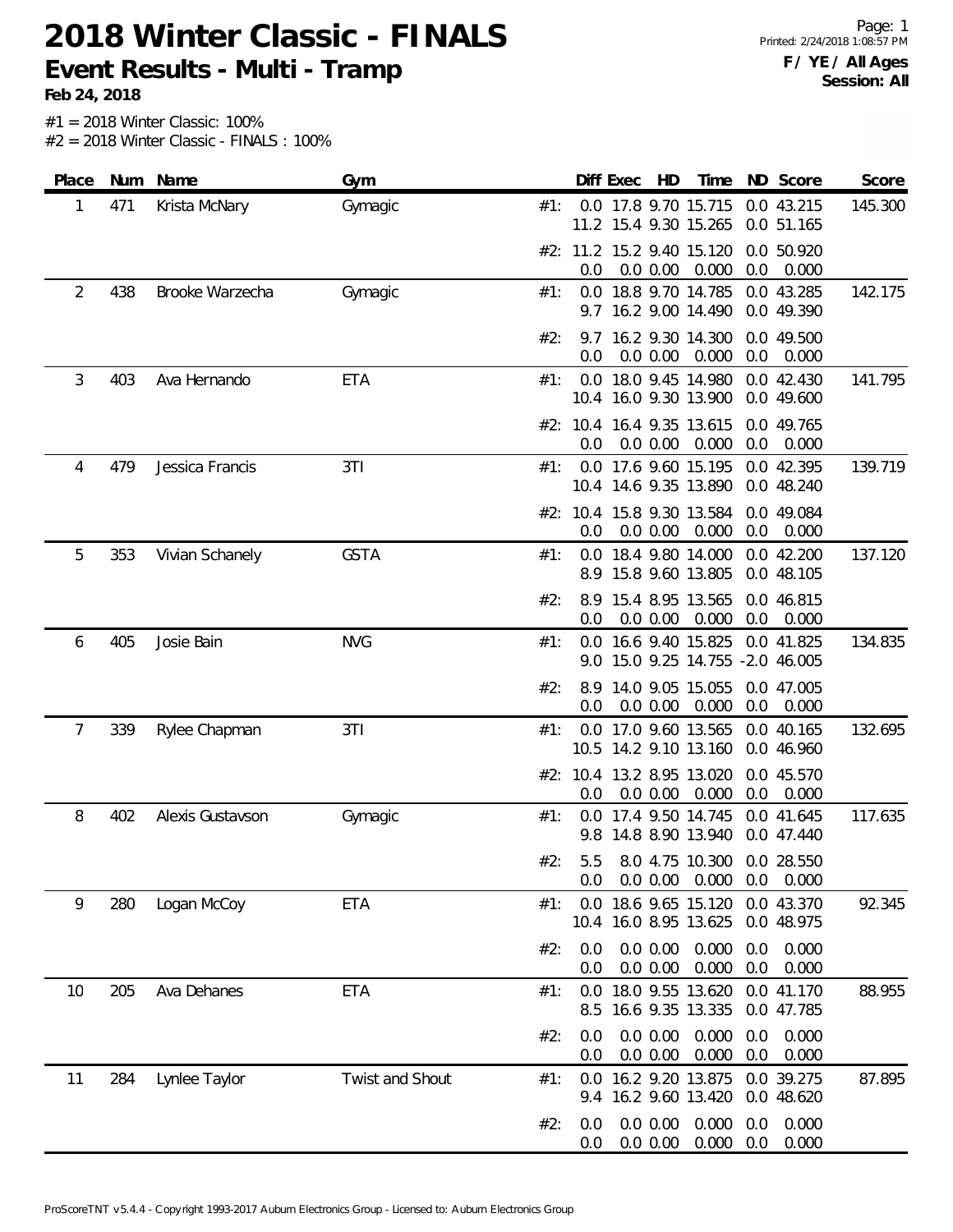# 2018 Winter Classic - FINALS

## Event Results - Multi - Tramp

**Feb 24, 2018**

**F / YE / All Ages**
**Session: All**

#1 = 2018 Winter Classic: 100%
#2 = 2018 Winter Classic - FINALS : 100%

| Place | Num | Name | Gym | | Diff | Exec | HD | Time | ND | Score | Score |
|---|---|---|---|---|---|---|---|---|---|---|---|
| 1 | 471 | Krista McNary | Gymagic | #1: | 0.0 | 17.8 | 9.70 | 15.715 | 0.0 | 43.215 | 145.300 |
| | | | | | 11.2 | 15.4 | 9.30 | 15.265 | 0.0 | 51.165 | |
| | | | | #2: | 11.2 | 15.2 | 9.40 | 15.120 | 0.0 | 50.920 | |
| | | | | | 0.0 | 0.0 | 0.00 | 0.000 | 0.0 | 0.000 | |
| 2 | 438 | Brooke Warzecha | Gymagic | #1: | 0.0 | 18.8 | 9.70 | 14.785 | 0.0 | 43.285 | 142.175 |
| | | | | | 9.7 | 16.2 | 9.00 | 14.490 | 0.0 | 49.390 | |
| | | | | #2: | 9.7 | 16.2 | 9.30 | 14.300 | 0.0 | 49.500 | |
| | | | | | 0.0 | 0.0 | 0.00 | 0.000 | 0.0 | 0.000 | |
| 3 | 403 | Ava Hernando | ETA | #1: | 0.0 | 18.0 | 9.45 | 14.980 | 0.0 | 42.430 | 141.795 |
| | | | | | 10.4 | 16.0 | 9.30 | 13.900 | 0.0 | 49.600 | |
| | | | | #2: | 10.4 | 16.4 | 9.35 | 13.615 | 0.0 | 49.765 | |
| | | | | | 0.0 | 0.0 | 0.00 | 0.000 | 0.0 | 0.000 | |
| 4 | 479 | Jessica Francis | 3TI | #1: | 0.0 | 17.6 | 9.60 | 15.195 | 0.0 | 42.395 | 139.719 |
| | | | | | 10.4 | 14.6 | 9.35 | 13.890 | 0.0 | 48.240 | |
| | | | | #2: | 10.4 | 15.8 | 9.30 | 13.584 | 0.0 | 49.084 | |
| | | | | | 0.0 | 0.0 | 0.00 | 0.000 | 0.0 | 0.000 | |
| 5 | 353 | Vivian Schanely | GSTA | #1: | 0.0 | 18.4 | 9.80 | 14.000 | 0.0 | 42.200 | 137.120 |
| | | | | | 8.9 | 15.8 | 9.60 | 13.805 | 0.0 | 48.105 | |
| | | | | #2: | 8.9 | 15.4 | 8.95 | 13.565 | 0.0 | 46.815 | |
| | | | | | 0.0 | 0.0 | 0.00 | 0.000 | 0.0 | 0.000 | |
| 6 | 405 | Josie Bain | NVG | #1: | 0.0 | 16.6 | 9.40 | 15.825 | 0.0 | 41.825 | 134.835 |
| | | | | | 9.0 | 15.0 | 9.25 | 14.755 | -2.0 | 46.005 | |
| | | | | #2: | 8.9 | 14.0 | 9.05 | 15.055 | 0.0 | 47.005 | |
| | | | | | 0.0 | 0.0 | 0.00 | 0.000 | 0.0 | 0.000 | |
| 7 | 339 | Rylee Chapman | 3TI | #1: | 0.0 | 17.0 | 9.60 | 13.565 | 0.0 | 40.165 | 132.695 |
| | | | | | 10.5 | 14.2 | 9.10 | 13.160 | 0.0 | 46.960 | |
| | | | | #2: | 10.4 | 13.2 | 8.95 | 13.020 | 0.0 | 45.570 | |
| | | | | | 0.0 | 0.0 | 0.00 | 0.000 | 0.0 | 0.000 | |
| 8 | 402 | Alexis Gustavson | Gymagic | #1: | 0.0 | 17.4 | 9.50 | 14.745 | 0.0 | 41.645 | 117.635 |
| | | | | | 9.8 | 14.8 | 8.90 | 13.940 | 0.0 | 47.440 | |
| | | | | #2: | 5.5 | 8.0 | 4.75 | 10.300 | 0.0 | 28.550 | |
| | | | | | 0.0 | 0.0 | 0.00 | 0.000 | 0.0 | 0.000 | |
| 9 | 280 | Logan McCoy | ETA | #1: | 0.0 | 18.6 | 9.65 | 15.120 | 0.0 | 43.370 | 92.345 |
| | | | | | 10.4 | 16.0 | 8.95 | 13.625 | 0.0 | 48.975 | |
| | | | | #2: | 0.0 | 0.0 | 0.00 | 0.000 | 0.0 | 0.000 | |
| | | | | | 0.0 | 0.0 | 0.00 | 0.000 | 0.0 | 0.000 | |
| 10 | 205 | Ava Dehanes | ETA | #1: | 0.0 | 18.0 | 9.55 | 13.620 | 0.0 | 41.170 | 88.955 |
| | | | | | 8.5 | 16.6 | 9.35 | 13.335 | 0.0 | 47.785 | |
| | | | | #2: | 0.0 | 0.0 | 0.00 | 0.000 | 0.0 | 0.000 | |
| | | | | | 0.0 | 0.0 | 0.00 | 0.000 | 0.0 | 0.000 | |
| 11 | 284 | Lynlee Taylor | Twist and Shout | #1: | 0.0 | 16.2 | 9.20 | 13.875 | 0.0 | 39.275 | 87.895 |
| | | | | | 9.4 | 16.2 | 9.60 | 13.420 | 0.0 | 48.620 | |
| | | | | #2: | 0.0 | 0.0 | 0.00 | 0.000 | 0.0 | 0.000 | |
| | | | | | 0.0 | 0.0 | 0.00 | 0.000 | 0.0 | 0.000 | |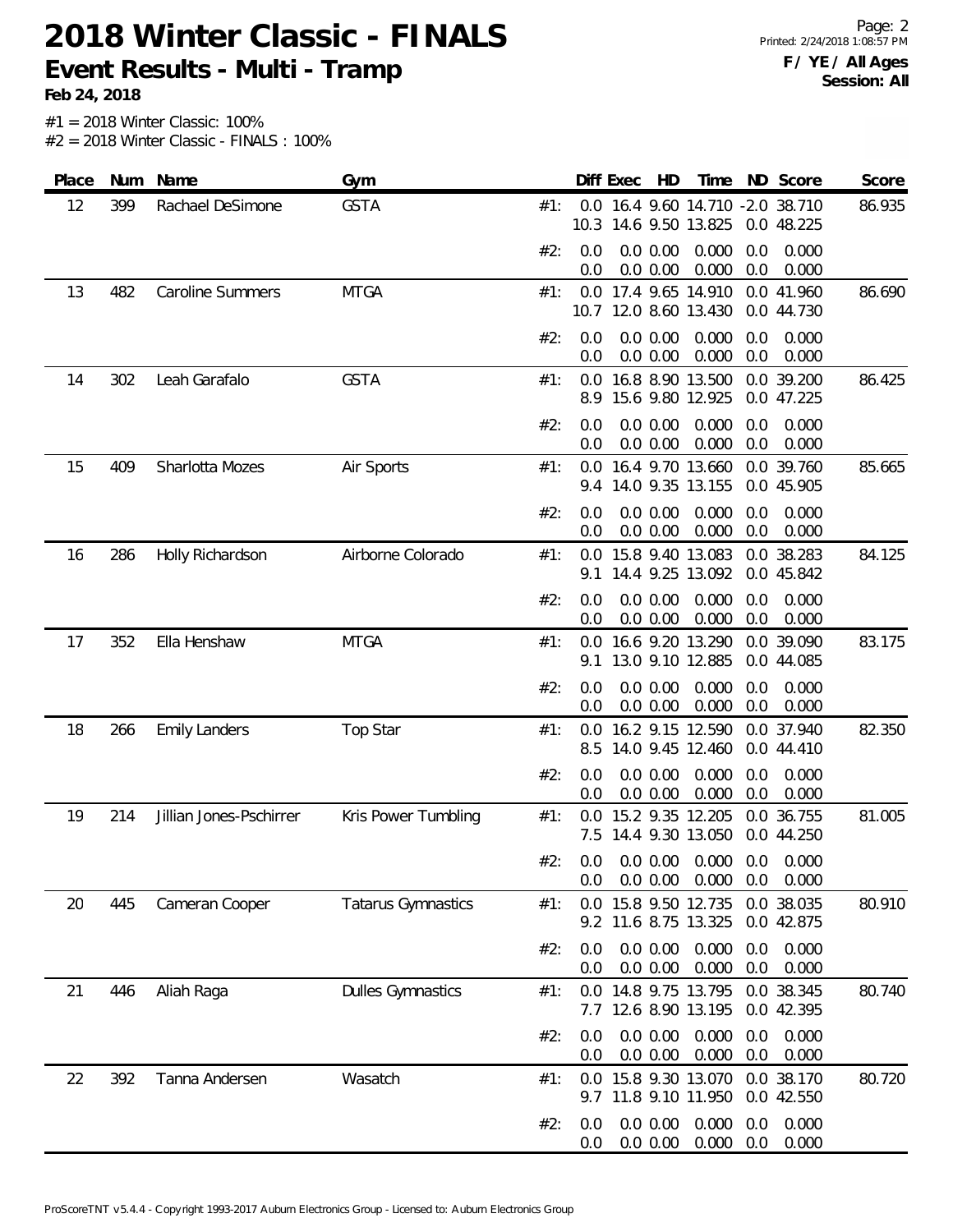# 2018 Winter Classic - FINALS

## Event Results - Multi - Tramp

**Feb 24, 2018**

**F / YE / All Ages**
**Session: All**

#1 = 2018 Winter Classic: 100%
#2 = 2018 Winter Classic - FINALS : 100%

| Place | Num | Name | Gym | | Diff | Exec | HD | Time | ND | Score | Score |
|---|---|---|---|---|---|---|---|---|---|---|---|
| 12 | 399 | Rachael DeSimone | GSTA | #1: | 0.0 | 16.4 | 9.60 | 14.710 | -2.0 | 38.710 | 86.935 |
| | | | | | 10.3 | 14.6 | 9.50 | 13.825 | 0.0 | 48.225 | |
| | | | | #2: | 0.0 | 0.0 | 0.00 | 0.000 | 0.0 | 0.000 | |
| | | | | | 0.0 | 0.0 | 0.00 | 0.000 | 0.0 | 0.000 | |
| 13 | 482 | Caroline Summers | MTGA | #1: | 0.0 | 17.4 | 9.65 | 14.910 | 0.0 | 41.960 | 86.690 |
| | | | | | 10.7 | 12.0 | 8.60 | 13.430 | 0.0 | 44.730 | |
| | | | | #2: | 0.0 | 0.0 | 0.00 | 0.000 | 0.0 | 0.000 | |
| | | | | | 0.0 | 0.0 | 0.00 | 0.000 | 0.0 | 0.000 | |
| 14 | 302 | Leah Garafalo | GSTA | #1: | 0.0 | 16.8 | 8.90 | 13.500 | 0.0 | 39.200 | 86.425 |
| | | | | | 8.9 | 15.6 | 9.80 | 12.925 | 0.0 | 47.225 | |
| | | | | #2: | 0.0 | 0.0 | 0.00 | 0.000 | 0.0 | 0.000 | |
| | | | | | 0.0 | 0.0 | 0.00 | 0.000 | 0.0 | 0.000 | |
| 15 | 409 | Sharlotta Mozes | Air Sports | #1: | 0.0 | 16.4 | 9.70 | 13.660 | 0.0 | 39.760 | 85.665 |
| | | | | | 9.4 | 14.0 | 9.35 | 13.155 | 0.0 | 45.905 | |
| | | | | #2: | 0.0 | 0.0 | 0.00 | 0.000 | 0.0 | 0.000 | |
| | | | | | 0.0 | 0.0 | 0.00 | 0.000 | 0.0 | 0.000 | |
| 16 | 286 | Holly Richardson | Airborne Colorado | #1: | 0.0 | 15.8 | 9.40 | 13.083 | 0.0 | 38.283 | 84.125 |
| | | | | | 9.1 | 14.4 | 9.25 | 13.092 | 0.0 | 45.842 | |
| | | | | #2: | 0.0 | 0.0 | 0.00 | 0.000 | 0.0 | 0.000 | |
| | | | | | 0.0 | 0.0 | 0.00 | 0.000 | 0.0 | 0.000 | |
| 17 | 352 | Ella Henshaw | MTGA | #1: | 0.0 | 16.6 | 9.20 | 13.290 | 0.0 | 39.090 | 83.175 |
| | | | | | 9.1 | 13.0 | 9.10 | 12.885 | 0.0 | 44.085 | |
| | | | | #2: | 0.0 | 0.0 | 0.00 | 0.000 | 0.0 | 0.000 | |
| | | | | | 0.0 | 0.0 | 0.00 | 0.000 | 0.0 | 0.000 | |
| 18 | 266 | Emily Landers | Top Star | #1: | 0.0 | 16.2 | 9.15 | 12.590 | 0.0 | 37.940 | 82.350 |
| | | | | | 8.5 | 14.0 | 9.45 | 12.460 | 0.0 | 44.410 | |
| | | | | #2: | 0.0 | 0.0 | 0.00 | 0.000 | 0.0 | 0.000 | |
| | | | | | 0.0 | 0.0 | 0.00 | 0.000 | 0.0 | 0.000 | |
| 19 | 214 | Jillian Jones-Pschirrer | Kris Power Tumbling | #1: | 0.0 | 15.2 | 9.35 | 12.205 | 0.0 | 36.755 | 81.005 |
| | | | | | 7.5 | 14.4 | 9.30 | 13.050 | 0.0 | 44.250 | |
| | | | | #2: | 0.0 | 0.0 | 0.00 | 0.000 | 0.0 | 0.000 | |
| | | | | | 0.0 | 0.0 | 0.00 | 0.000 | 0.0 | 0.000 | |
| 20 | 445 | Cameran Cooper | Tatarus Gymnastics | #1: | 0.0 | 15.8 | 9.50 | 12.735 | 0.0 | 38.035 | 80.910 |
| | | | | | 9.2 | 11.6 | 8.75 | 13.325 | 0.0 | 42.875 | |
| | | | | #2: | 0.0 | 0.0 | 0.00 | 0.000 | 0.0 | 0.000 | |
| | | | | | 0.0 | 0.0 | 0.00 | 0.000 | 0.0 | 0.000 | |
| 21 | 446 | Aliah Raga | Dulles Gymnastics | #1: | 0.0 | 14.8 | 9.75 | 13.795 | 0.0 | 38.345 | 80.740 |
| | | | | | 7.7 | 12.6 | 8.90 | 13.195 | 0.0 | 42.395 | |
| | | | | #2: | 0.0 | 0.0 | 0.00 | 0.000 | 0.0 | 0.000 | |
| | | | | | 0.0 | 0.0 | 0.00 | 0.000 | 0.0 | 0.000 | |
| 22 | 392 | Tanna Andersen | Wasatch | #1: | 0.0 | 15.8 | 9.30 | 13.070 | 0.0 | 38.170 | 80.720 |
| | | | | | 9.7 | 11.8 | 9.10 | 11.950 | 0.0 | 42.550 | |
| | | | | #2: | 0.0 | 0.0 | 0.00 | 0.000 | 0.0 | 0.000 | |
| | | | | | 0.0 | 0.0 | 0.00 | 0.000 | 0.0 | 0.000 | |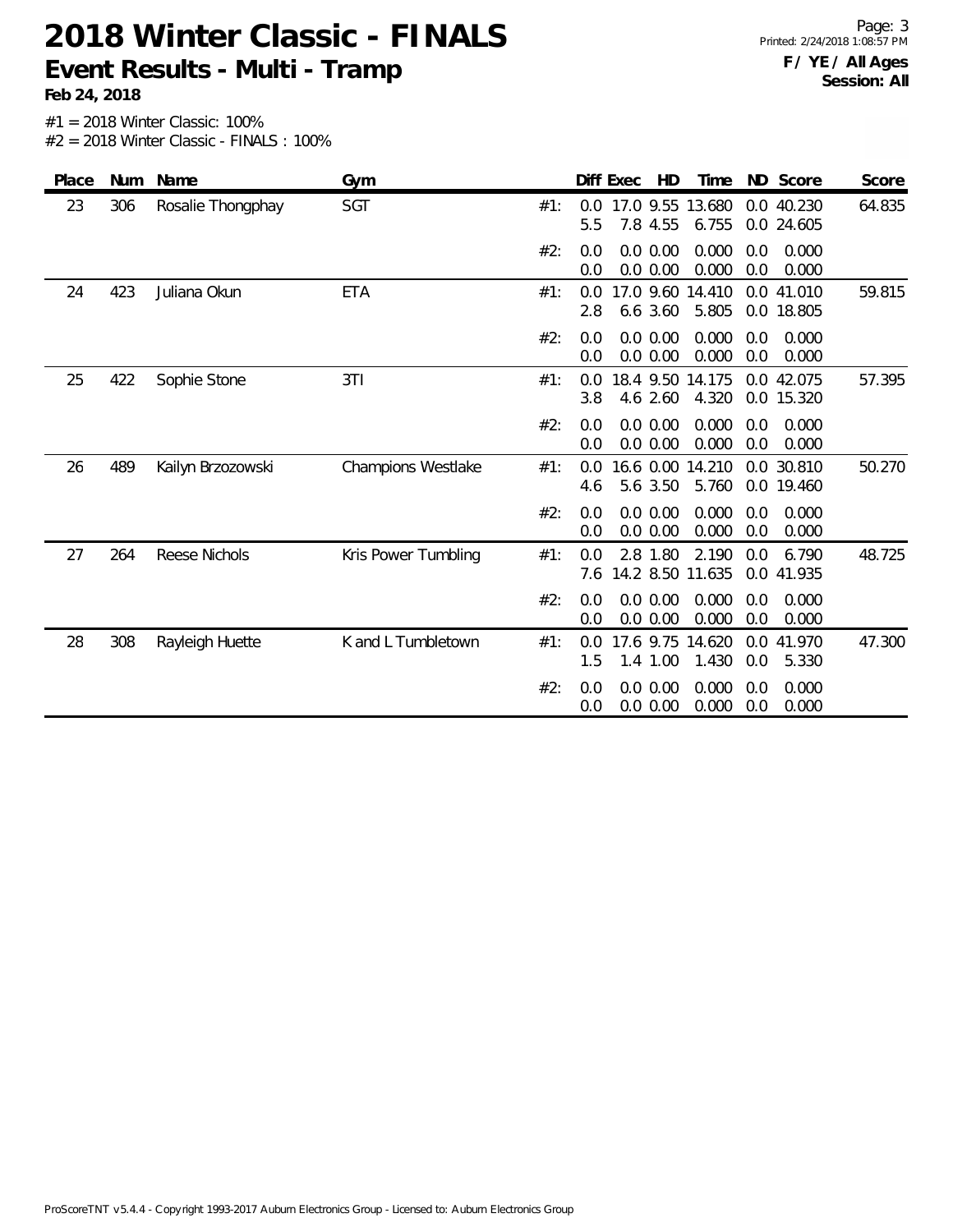# 2018 Winter Classic - FINALS

## Event Results - Multi - Tramp

**Feb 24, 2018**

**F / YE / All Ages**
**Session: All**

#1 = 2018 Winter Classic: 100%
#2 = 2018 Winter Classic - FINALS : 100%

| Place | Num | Name | Gym | | Diff | Exec | HD | Time | ND | Score | Score |
|---|---|---|---|---|---|---|---|---|---|---|---|
| 23 | 306 | Rosalie Thongphay | SGT | #1: | 0.0 | 17.0 | 9.55 | 13.680 | 0.0 | 40.230 | 64.835 |
| | | | | | 5.5 | 7.8 | 4.55 | 6.755 | 0.0 | 24.605 | |
| | | | | #2: | 0.0 | 0.0 | 0.00 | 0.000 | 0.0 | 0.000 | |
| | | | | | 0.0 | 0.0 | 0.00 | 0.000 | 0.0 | 0.000 | |
| 24 | 423 | Juliana Okun | ETA | #1: | 0.0 | 17.0 | 9.60 | 14.410 | 0.0 | 41.010 | 59.815 |
| | | | | | 2.8 | 6.6 | 3.60 | 5.805 | 0.0 | 18.805 | |
| | | | | #2: | 0.0 | 0.0 | 0.00 | 0.000 | 0.0 | 0.000 | |
| | | | | | 0.0 | 0.0 | 0.00 | 0.000 | 0.0 | 0.000 | |
| 25 | 422 | Sophie Stone | 3TI | #1: | 0.0 | 18.4 | 9.50 | 14.175 | 0.0 | 42.075 | 57.395 |
| | | | | | 3.8 | 4.6 | 2.60 | 4.320 | 0.0 | 15.320 | |
| | | | | #2: | 0.0 | 0.0 | 0.00 | 0.000 | 0.0 | 0.000 | |
| | | | | | 0.0 | 0.0 | 0.00 | 0.000 | 0.0 | 0.000 | |
| 26 | 489 | Kailyn Brzozowski | Champions Westlake | #1: | 0.0 | 16.6 | 0.00 | 14.210 | 0.0 | 30.810 | 50.270 |
| | | | | | 4.6 | 5.6 | 3.50 | 5.760 | 0.0 | 19.460 | |
| | | | | #2: | 0.0 | 0.0 | 0.00 | 0.000 | 0.0 | 0.000 | |
| | | | | | 0.0 | 0.0 | 0.00 | 0.000 | 0.0 | 0.000 | |
| 27 | 264 | Reese Nichols | Kris Power Tumbling | #1: | 0.0 | 2.8 | 1.80 | 2.190 | 0.0 | 6.790 | 48.725 |
| | | | | | 7.6 | 14.2 | 8.50 | 11.635 | 0.0 | 41.935 | |
| | | | | #2: | 0.0 | 0.0 | 0.00 | 0.000 | 0.0 | 0.000 | |
| | | | | | 0.0 | 0.0 | 0.00 | 0.000 | 0.0 | 0.000 | |
| 28 | 308 | Rayleigh Huette | K and L Tumbletown | #1: | 0.0 | 17.6 | 9.75 | 14.620 | 0.0 | 41.970 | 47.300 |
| | | | | | 1.5 | 1.4 | 1.00 | 1.430 | 0.0 | 5.330 | |
| | | | | #2: | 0.0 | 0.0 | 0.00 | 0.000 | 0.0 | 0.000 | |
| | | | | | 0.0 | 0.0 | 0.00 | 0.000 | 0.0 | 0.000 | |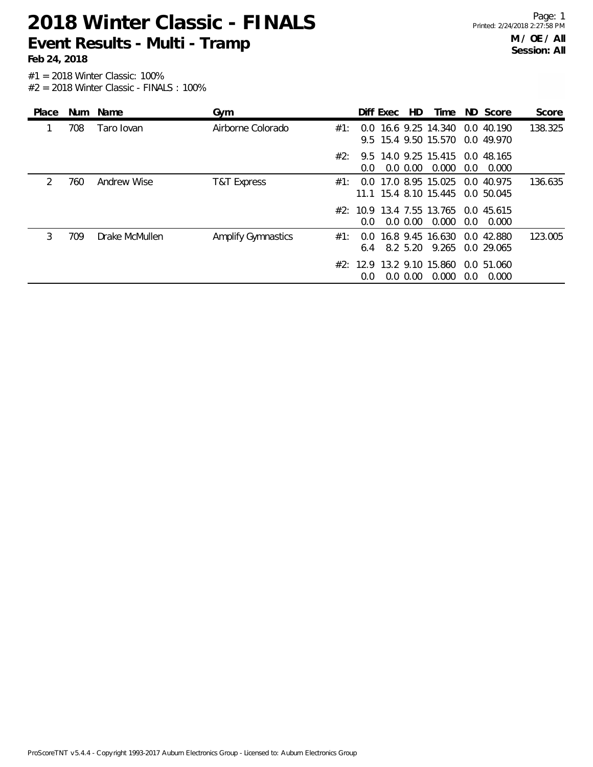# 2018 Winter Classic - FINALS

## Event Results - Multi - Tramp

**Feb 24, 2018**

**M / OE / All**
**Session: All**

#1 = 2018 Winter Classic: 100%
#2 = 2018 Winter Classic - FINALS : 100%

| Place | Num | Name | Gym | | Diff | Exec | HD | Time | ND | Score | Score |
|---|---|---|---|---|---|---|---|---|---|---|---|
| 1 | 708 | Taro Iovan | Airborne Colorado | #1: | 0.0 | 16.6 | 9.25 | 14.340 | 0.0 | 40.190 | 138.325 |
| | | | | | 9.5 | 15.4 | 9.50 | 15.570 | 0.0 | 49.970 | |
| | | | | #2: | 9.5 | 14.0 | 9.25 | 15.415 | 0.0 | 48.165 | |
| | | | | | 0.0 | 0.0 | 0.00 | 0.000 | 0.0 | 0.000 | |
| 2 | 760 | Andrew Wise | T&T Express | #1: | 0.0 | 17.0 | 8.95 | 15.025 | 0.0 | 40.975 | 136.635 |
| | | | | | 11.1 | 15.4 | 8.10 | 15.445 | 0.0 | 50.045 | |
| | | | | #2: | 10.9 | 13.4 | 7.55 | 13.765 | 0.0 | 45.615 | |
| | | | | | 0.0 | 0.0 | 0.00 | 0.000 | 0.0 | 0.000 | |
| 3 | 709 | Drake McMullen | Amplify Gymnastics | #1: | 0.0 | 16.8 | 9.45 | 16.630 | 0.0 | 42.880 | 123.005 |
| | | | | | 6.4 | 8.2 | 5.20 | 9.265 | 0.0 | 29.065 | |
| | | | | #2: | 12.9 | 13.2 | 9.10 | 15.860 | 0.0 | 51.060 | |
| | | | | | 0.0 | 0.0 | 0.00 | 0.000 | 0.0 | 0.000 | |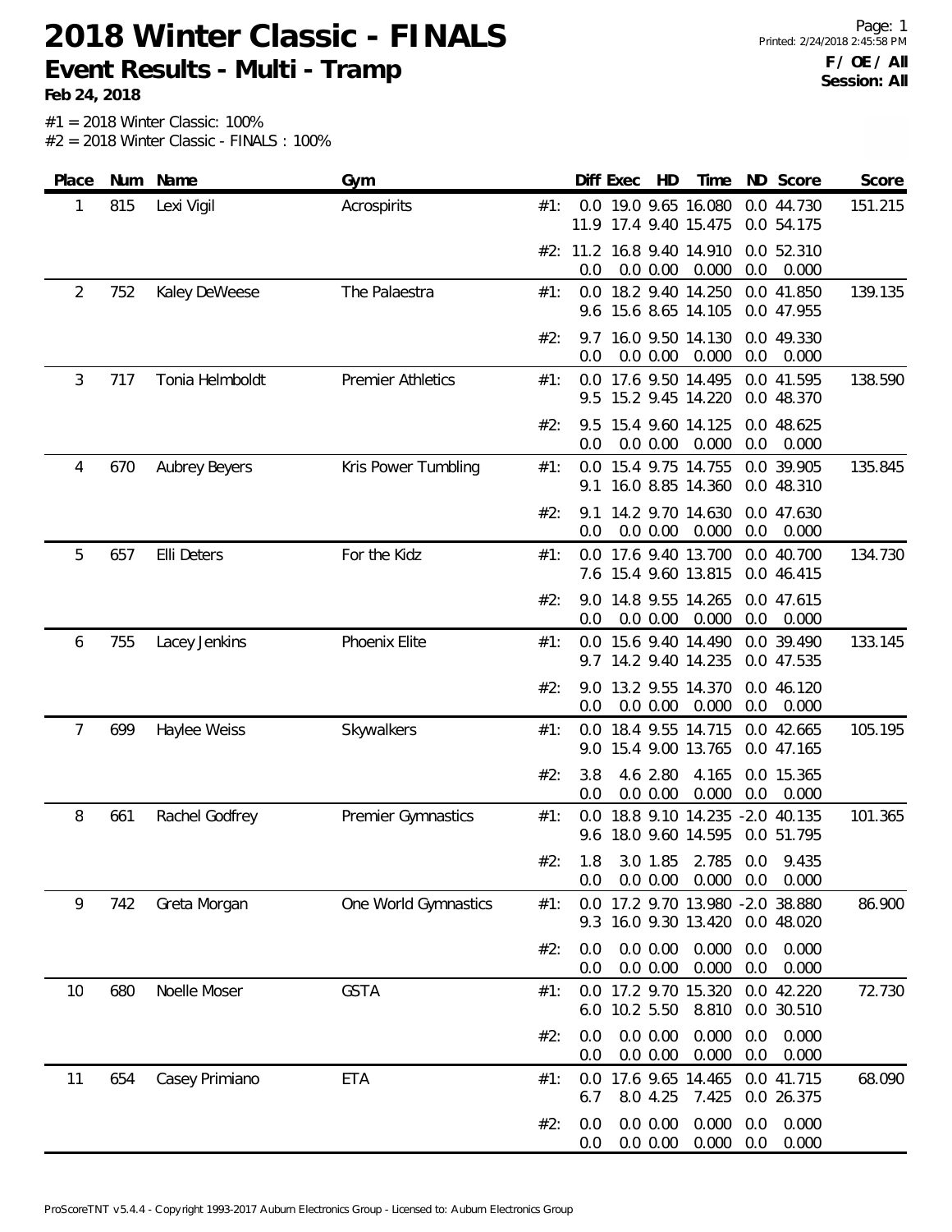# 2018 Winter Classic - FINALS

## Event Results - Multi - Tramp

**Feb 24, 2018**

Page: 1
Printed: 2/24/2018 2:45:58 PM
**F / OE / All**
**Session: All**

#1 = 2018 Winter Classic: 100%
#2 = 2018 Winter Classic - FINALS : 100%

| Place | Num | Name | Gym | | Diff | Exec | HD | Time | ND | Score | Score |
|---|---|---|---|---|---|---|---|---|---|---|---|
| 1 | 815 | Lexi Vigil | Acrospirits | #1: | 0.0 | 19.0 | 9.65 | 16.080 | 0.0 | 44.730 | 151.215 |
| | | | | | 11.9 | 17.4 | 9.40 | 15.475 | 0.0 | 54.175 | |
| | | | | #2: | 11.2 | 16.8 | 9.40 | 14.910 | 0.0 | 52.310 | |
| | | | | | 0.0 | 0.0 | 0.00 | 0.000 | 0.0 | 0.000 | |
| 2 | 752 | Kaley DeWeese | The Palaestra | #1: | 0.0 | 18.2 | 9.40 | 14.250 | 0.0 | 41.850 | 139.135 |
| | | | | | 9.6 | 15.6 | 8.65 | 14.105 | 0.0 | 47.955 | |
| | | | | #2: | 9.7 | 16.0 | 9.50 | 14.130 | 0.0 | 49.330 | |
| | | | | | 0.0 | 0.0 | 0.00 | 0.000 | 0.0 | 0.000 | |
| 3 | 717 | Tonia Helmboldt | Premier Athletics | #1: | 0.0 | 17.6 | 9.50 | 14.495 | 0.0 | 41.595 | 138.590 |
| | | | | | 9.5 | 15.2 | 9.45 | 14.220 | 0.0 | 48.370 | |
| | | | | #2: | 9.5 | 15.4 | 9.60 | 14.125 | 0.0 | 48.625 | |
| | | | | | 0.0 | 0.0 | 0.00 | 0.000 | 0.0 | 0.000 | |
| 4 | 670 | Aubrey Beyers | Kris Power Tumbling | #1: | 0.0 | 15.4 | 9.75 | 14.755 | 0.0 | 39.905 | 135.845 |
| | | | | | 9.1 | 16.0 | 8.85 | 14.360 | 0.0 | 48.310 | |
| | | | | #2: | 9.1 | 14.2 | 9.70 | 14.630 | 0.0 | 47.630 | |
| | | | | | 0.0 | 0.0 | 0.00 | 0.000 | 0.0 | 0.000 | |
| 5 | 657 | Elli Deters | For the Kidz | #1: | 0.0 | 17.6 | 9.40 | 13.700 | 0.0 | 40.700 | 134.730 |
| | | | | | 7.6 | 15.4 | 9.60 | 13.815 | 0.0 | 46.415 | |
| | | | | #2: | 9.0 | 14.8 | 9.55 | 14.265 | 0.0 | 47.615 | |
| | | | | | 0.0 | 0.0 | 0.00 | 0.000 | 0.0 | 0.000 | |
| 6 | 755 | Lacey Jenkins | Phoenix Elite | #1: | 0.0 | 15.6 | 9.40 | 14.490 | 0.0 | 39.490 | 133.145 |
| | | | | | 9.7 | 14.2 | 9.40 | 14.235 | 0.0 | 47.535 | |
| | | | | #2: | 9.0 | 13.2 | 9.55 | 14.370 | 0.0 | 46.120 | |
| | | | | | 0.0 | 0.0 | 0.00 | 0.000 | 0.0 | 0.000 | |
| 7 | 699 | Haylee Weiss | Skywalkers | #1: | 0.0 | 18.4 | 9.55 | 14.715 | 0.0 | 42.665 | 105.195 |
| | | | | | 9.0 | 15.4 | 9.00 | 13.765 | 0.0 | 47.165 | |
| | | | | #2: | 3.8 | 4.6 | 2.80 | 4.165 | 0.0 | 15.365 | |
| | | | | | 0.0 | 0.0 | 0.00 | 0.000 | 0.0 | 0.000 | |
| 8 | 661 | Rachel Godfrey | Premier Gymnastics | #1: | 0.0 | 18.8 | 9.10 | 14.235 | -2.0 | 40.135 | 101.365 |
| | | | | | 9.6 | 18.0 | 9.60 | 14.595 | 0.0 | 51.795 | |
| | | | | #2: | 1.8 | 3.0 | 1.85 | 2.785 | 0.0 | 9.435 | |
| | | | | | 0.0 | 0.0 | 0.00 | 0.000 | 0.0 | 0.000 | |
| 9 | 742 | Greta Morgan | One World Gymnastics | #1: | 0.0 | 17.2 | 9.70 | 13.980 | -2.0 | 38.880 | 86.900 |
| | | | | | 9.3 | 16.0 | 9.30 | 13.420 | 0.0 | 48.020 | |
| | | | | #2: | 0.0 | 0.0 | 0.00 | 0.000 | 0.0 | 0.000 | |
| | | | | | 0.0 | 0.0 | 0.00 | 0.000 | 0.0 | 0.000 | |
| 10 | 680 | Noelle Moser | GSTA | #1: | 0.0 | 17.2 | 9.70 | 15.320 | 0.0 | 42.220 | 72.730 |
| | | | | | 6.0 | 10.2 | 5.50 | 8.810 | 0.0 | 30.510 | |
| | | | | #2: | 0.0 | 0.0 | 0.00 | 0.000 | 0.0 | 0.000 | |
| | | | | | 0.0 | 0.0 | 0.00 | 0.000 | 0.0 | 0.000 | |
| 11 | 654 | Casey Primiano | ETA | #1: | 0.0 | 17.6 | 9.65 | 14.465 | 0.0 | 41.715 | 68.090 |
| | | | | | 6.7 | 8.0 | 4.25 | 7.425 | 0.0 | 26.375 | |
| | | | | #2: | 0.0 | 0.0 | 0.00 | 0.000 | 0.0 | 0.000 | |
| | | | | | 0.0 | 0.0 | 0.00 | 0.000 | 0.0 | 0.000 | |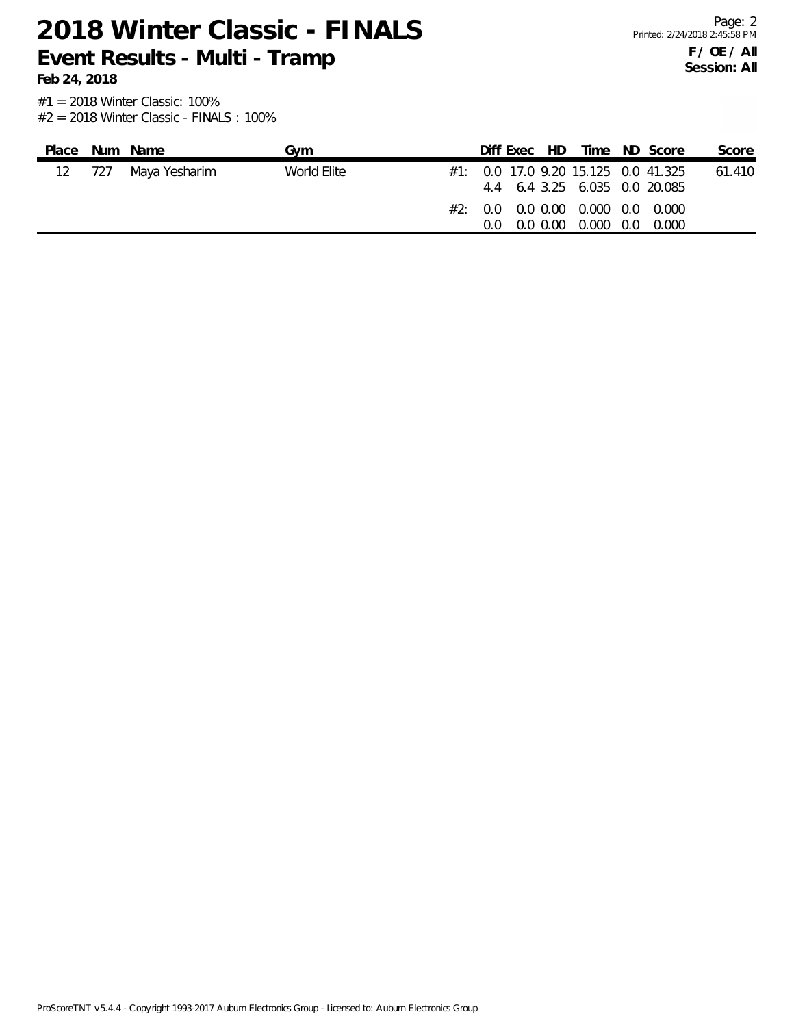# 2018 Winter Classic - FINALS

## Event Results - Multi - Tramp

**Feb 24, 2018**

**F / OE / All**
**Session: All**

#1 = 2018 Winter Classic: 100%
#2 = 2018 Winter Classic - FINALS : 100%

| Place | Num | Name | Gym | | Diff | Exec | HD | Time | ND | Score | Score |
|---|---|---|---|---|---|---|---|---|---|---|---|
| 12 | 727 | Maya Yesharim | World Elite | #1: | 0.0 | 17.0 | 9.20 | 15.125 | 0.0 | 41.325 | 61.410 |
| | | | | | 4.4 | 6.4 | 3.25 | 6.035 | 0.0 | 20.085 | |
| | | | | #2: | 0.0 | 0.0 | 0.00 | 0.000 | 0.0 | 0.000 | |
| | | | | | 0.0 | 0.0 | 0.00 | 0.000 | 0.0 | 0.000 | |

ProScoreTNT v5.4.4 - Copyright 1993-2017 Auburn Electronics Group - Licensed to: Auburn Electronics Group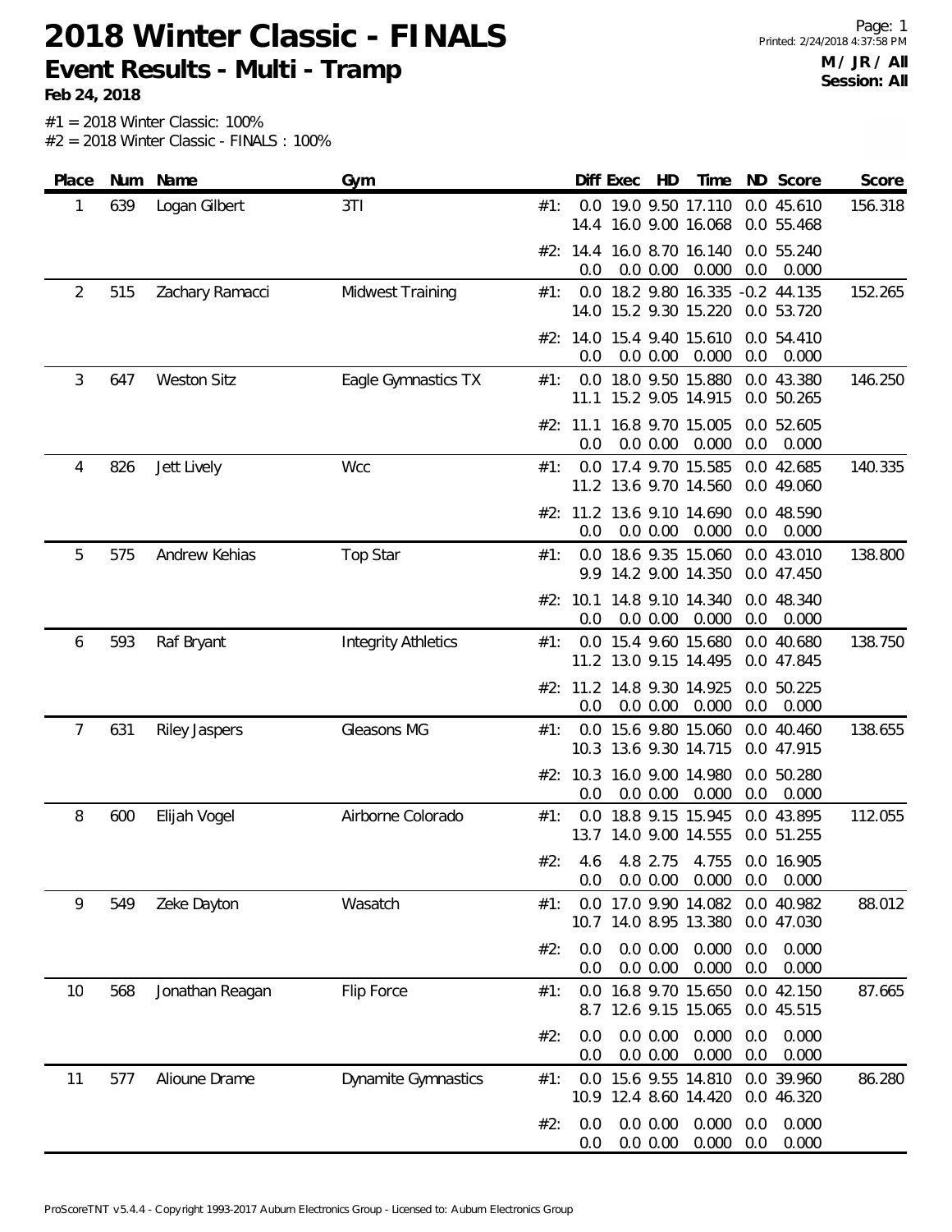# 2018 Winter Classic - FINALS

## Event Results - Multi - Tramp

**Feb 24, 2018**

**M / JR / All**
**Session: All**

#1 = 2018 Winter Classic: 100%
#2 = 2018 Winter Classic - FINALS : 100%

| Place | Num | Name | Gym | | Diff | Exec | HD | Time | ND | Score | Score |
|---|---|---|---|---|---|---|---|---|---|---|---|
| 1 | 639 | Logan Gilbert | 3TI | #1: | 0.0 | 19.0 | 9.50 | 17.110 | 0.0 | 45.610 | 156.318 |
| | | | | | 14.4 | 16.0 | 9.00 | 16.068 | 0.0 | 55.468 | |
| | | | | #2: | 14.4 | 16.0 | 8.70 | 16.140 | 0.0 | 55.240 | |
| | | | | | 0.0 | 0.0 | 0.00 | 0.000 | 0.0 | 0.000 | |
| 2 | 515 | Zachary Ramacci | Midwest Training | #1: | 0.0 | 18.2 | 9.80 | 16.335 | -0.2 | 44.135 | 152.265 |
| | | | | | 14.0 | 15.2 | 9.30 | 15.220 | 0.0 | 53.720 | |
| | | | | #2: | 14.0 | 15.4 | 9.40 | 15.610 | 0.0 | 54.410 | |
| | | | | | 0.0 | 0.0 | 0.00 | 0.000 | 0.0 | 0.000 | |
| 3 | 647 | Weston Sitz | Eagle Gymnastics TX | #1: | 0.0 | 18.0 | 9.50 | 15.880 | 0.0 | 43.380 | 146.250 |
| | | | | | 11.1 | 15.2 | 9.05 | 14.915 | 0.0 | 50.265 | |
| | | | | #2: | 11.1 | 16.8 | 9.70 | 15.005 | 0.0 | 52.605 | |
| | | | | | 0.0 | 0.0 | 0.00 | 0.000 | 0.0 | 0.000 | |
| 4 | 826 | Jett Lively | Wcc | #1: | 0.0 | 17.4 | 9.70 | 15.585 | 0.0 | 42.685 | 140.335 |
| | | | | | 11.2 | 13.6 | 9.70 | 14.560 | 0.0 | 49.060 | |
| | | | | #2: | 11.2 | 13.6 | 9.10 | 14.690 | 0.0 | 48.590 | |
| | | | | | 0.0 | 0.0 | 0.00 | 0.000 | 0.0 | 0.000 | |
| 5 | 575 | Andrew Kehias | Top Star | #1: | 0.0 | 18.6 | 9.35 | 15.060 | 0.0 | 43.010 | 138.800 |
| | | | | | 9.9 | 14.2 | 9.00 | 14.350 | 0.0 | 47.450 | |
| | | | | #2: | 10.1 | 14.8 | 9.10 | 14.340 | 0.0 | 48.340 | |
| | | | | | 0.0 | 0.0 | 0.00 | 0.000 | 0.0 | 0.000 | |
| 6 | 593 | Raf Bryant | Integrity Athletics | #1: | 0.0 | 15.4 | 9.60 | 15.680 | 0.0 | 40.680 | 138.750 |
| | | | | | 11.2 | 13.0 | 9.15 | 14.495 | 0.0 | 47.845 | |
| | | | | #2: | 11.2 | 14.8 | 9.30 | 14.925 | 0.0 | 50.225 | |
| | | | | | 0.0 | 0.0 | 0.00 | 0.000 | 0.0 | 0.000 | |
| 7 | 631 | Riley Jaspers | Gleasons MG | #1: | 0.0 | 15.6 | 9.80 | 15.060 | 0.0 | 40.460 | 138.655 |
| | | | | | 10.3 | 13.6 | 9.30 | 14.715 | 0.0 | 47.915 | |
| | | | | #2: | 10.3 | 16.0 | 9.00 | 14.980 | 0.0 | 50.280 | |
| | | | | | 0.0 | 0.0 | 0.00 | 0.000 | 0.0 | 0.000 | |
| 8 | 600 | Elijah Vogel | Airborne Colorado | #1: | 0.0 | 18.8 | 9.15 | 15.945 | 0.0 | 43.895 | 112.055 |
| | | | | | 13.7 | 14.0 | 9.00 | 14.555 | 0.0 | 51.255 | |
| | | | | #2: | 4.6 | 4.8 | 2.75 | 4.755 | 0.0 | 16.905 | |
| | | | | | 0.0 | 0.0 | 0.00 | 0.000 | 0.0 | 0.000 | |
| 9 | 549 | Zeke Dayton | Wasatch | #1: | 0.0 | 17.0 | 9.90 | 14.082 | 0.0 | 40.982 | 88.012 |
| | | | | | 10.7 | 14.0 | 8.95 | 13.380 | 0.0 | 47.030 | |
| | | | | #2: | 0.0 | 0.0 | 0.00 | 0.000 | 0.0 | 0.000 | |
| | | | | | 0.0 | 0.0 | 0.00 | 0.000 | 0.0 | 0.000 | |
| 10 | 568 | Jonathan Reagan | Flip Force | #1: | 0.0 | 16.8 | 9.70 | 15.650 | 0.0 | 42.150 | 87.665 |
| | | | | | 8.7 | 12.6 | 9.15 | 15.065 | 0.0 | 45.515 | |
| | | | | #2: | 0.0 | 0.0 | 0.00 | 0.000 | 0.0 | 0.000 | |
| | | | | | 0.0 | 0.0 | 0.00 | 0.000 | 0.0 | 0.000 | |
| 11 | 577 | Alioune Drame | Dynamite Gymnastics | #1: | 0.0 | 15.6 | 9.55 | 14.810 | 0.0 | 39.960 | 86.280 |
| | | | | | 10.9 | 12.4 | 8.60 | 14.420 | 0.0 | 46.320 | |
| | | | | #2: | 0.0 | 0.0 | 0.00 | 0.000 | 0.0 | 0.000 | |
| | | | | | 0.0 | 0.0 | 0.00 | 0.000 | 0.0 | 0.000 | |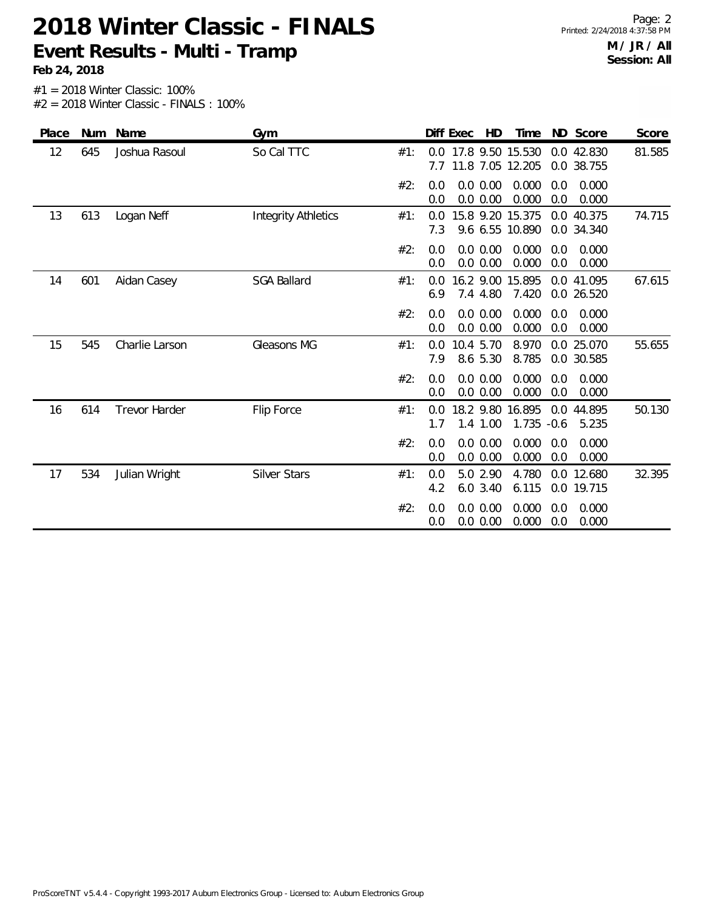# 2018 Winter Classic - FINALS

## Event Results - Multi - Tramp

**Feb 24, 2018**

**M / JR / All**
**Session: All**

#1 = 2018 Winter Classic: 100%
#2 = 2018 Winter Classic - FINALS : 100%

| Place | Num | Name | Gym | | Diff | Exec | HD | Time | ND | Score | Score |
|---|---|---|---|---|---|---|---|---|---|---|---|
| 12 | 645 | Joshua Rasoul | So Cal TTC | #1: | 0.0 | 17.8 | 9.50 | 15.530 | 0.0 | 42.830 | 81.585 |
| | | | | | 7.7 | 11.8 | 7.05 | 12.205 | 0.0 | 38.755 | |
| | | | | #2: | 0.0 | 0.0 | 0.00 | 0.000 | 0.0 | 0.000 | |
| | | | | | 0.0 | 0.0 | 0.00 | 0.000 | 0.0 | 0.000 | |
| 13 | 613 | Logan Neff | Integrity Athletics | #1: | 0.0 | 15.8 | 9.20 | 15.375 | 0.0 | 40.375 | 74.715 |
| | | | | | 7.3 | 9.6 | 6.55 | 10.890 | 0.0 | 34.340 | |
| | | | | #2: | 0.0 | 0.0 | 0.00 | 0.000 | 0.0 | 0.000 | |
| | | | | | 0.0 | 0.0 | 0.00 | 0.000 | 0.0 | 0.000 | |
| 14 | 601 | Aidan Casey | SGA Ballard | #1: | 0.0 | 16.2 | 9.00 | 15.895 | 0.0 | 41.095 | 67.615 |
| | | | | | 6.9 | 7.4 | 4.80 | 7.420 | 0.0 | 26.520 | |
| | | | | #2: | 0.0 | 0.0 | 0.00 | 0.000 | 0.0 | 0.000 | |
| | | | | | 0.0 | 0.0 | 0.00 | 0.000 | 0.0 | 0.000 | |
| 15 | 545 | Charlie Larson | Gleasons MG | #1: | 0.0 | 10.4 | 5.70 | 8.970 | 0.0 | 25.070 | 55.655 |
| | | | | | 7.9 | 8.6 | 5.30 | 8.785 | 0.0 | 30.585 | |
| | | | | #2: | 0.0 | 0.0 | 0.00 | 0.000 | 0.0 | 0.000 | |
| | | | | | 0.0 | 0.0 | 0.00 | 0.000 | 0.0 | 0.000 | |
| 16 | 614 | Trevor Harder | Flip Force | #1: | 0.0 | 18.2 | 9.80 | 16.895 | 0.0 | 44.895 | 50.130 |
| | | | | | 1.7 | 1.4 | 1.00 | 1.735 | -0.6 | 5.235 | |
| | | | | #2: | 0.0 | 0.0 | 0.00 | 0.000 | 0.0 | 0.000 | |
| | | | | | 0.0 | 0.0 | 0.00 | 0.000 | 0.0 | 0.000 | |
| 17 | 534 | Julian Wright | Silver Stars | #1: | 0.0 | 5.0 | 2.90 | 4.780 | 0.0 | 12.680 | 32.395 |
| | | | | | 4.2 | 6.0 | 3.40 | 6.115 | 0.0 | 19.715 | |
| | | | | #2: | 0.0 | 0.0 | 0.00 | 0.000 | 0.0 | 0.000 | |
| | | | | | 0.0 | 0.0 | 0.00 | 0.000 | 0.0 | 0.000 | |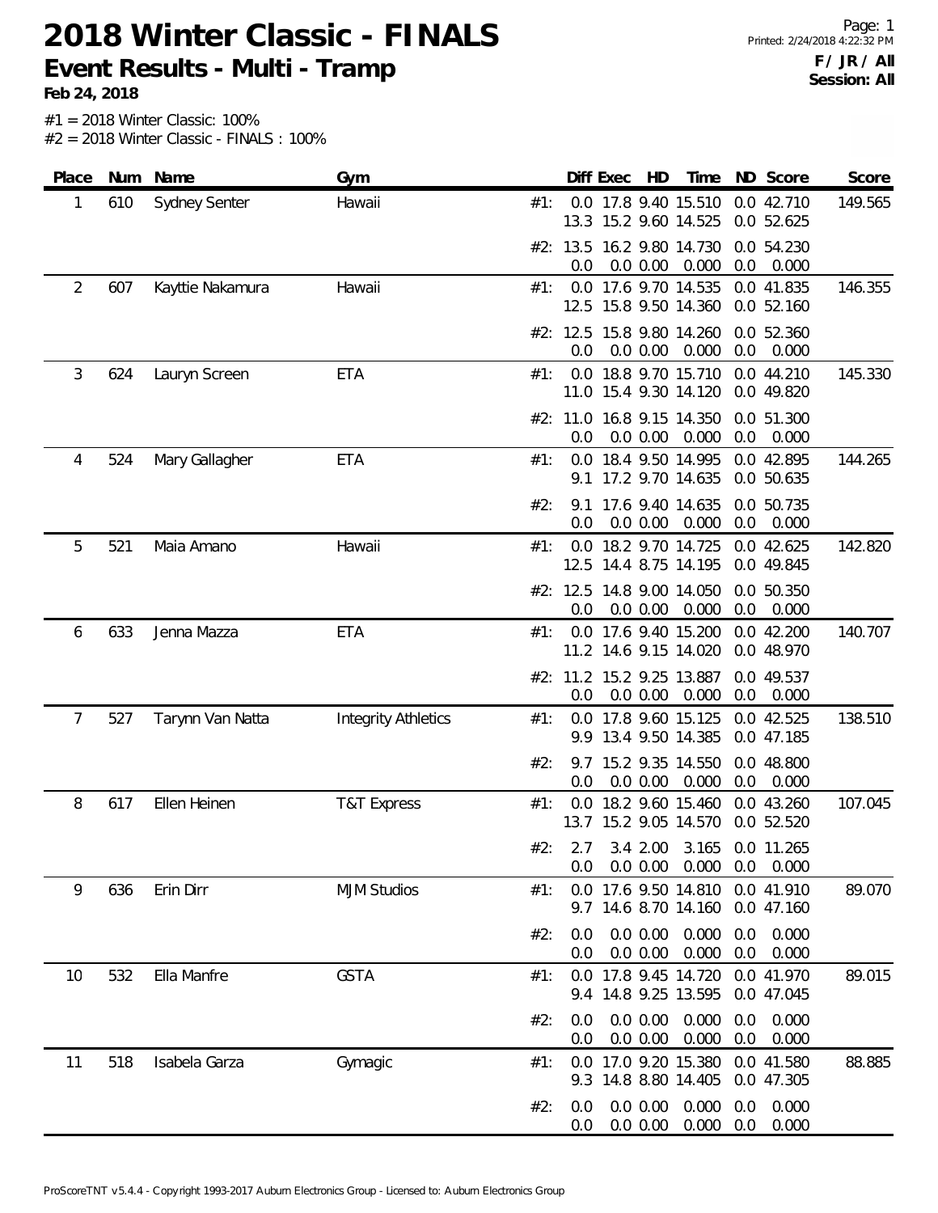# 2018 Winter Classic - FINALS

## Event Results - Multi - Tramp

**Feb 24, 2018**

**F / JR / All**
**Session: All**

#1 = 2018 Winter Classic: 100%
#2 = 2018 Winter Classic - FINALS : 100%

| Place | Num | Name | Gym | | Diff | Exec | HD | Time | ND | Score | Score |
|---|---|---|---|---|---|---|---|---|---|---|---|
| 1 | 610 | Sydney Senter | Hawaii | #1: | 0.0 | 17.8 | 9.40 | 15.510 | 0.0 | 42.710 | 149.565 |
| | | | | | 13.3 | 15.2 | 9.60 | 14.525 | 0.0 | 52.625 | |
| | | | | #2: | 13.5 | 16.2 | 9.80 | 14.730 | 0.0 | 54.230 | |
| | | | | | 0.0 | 0.0 | 0.00 | 0.000 | 0.0 | 0.000 | |
| 2 | 607 | Kayttie Nakamura | Hawaii | #1: | 0.0 | 17.6 | 9.70 | 14.535 | 0.0 | 41.835 | 146.355 |
| | | | | | 12.5 | 15.8 | 9.50 | 14.360 | 0.0 | 52.160 | |
| | | | | #2: | 12.5 | 15.8 | 9.80 | 14.260 | 0.0 | 52.360 | |
| | | | | | 0.0 | 0.0 | 0.00 | 0.000 | 0.0 | 0.000 | |
| 3 | 624 | Lauryn Screen | ETA | #1: | 0.0 | 18.8 | 9.70 | 15.710 | 0.0 | 44.210 | 145.330 |
| | | | | | 11.0 | 15.4 | 9.30 | 14.120 | 0.0 | 49.820 | |
| | | | | #2: | 11.0 | 16.8 | 9.15 | 14.350 | 0.0 | 51.300 | |
| | | | | | 0.0 | 0.0 | 0.00 | 0.000 | 0.0 | 0.000 | |
| 4 | 524 | Mary Gallagher | ETA | #1: | 0.0 | 18.4 | 9.50 | 14.995 | 0.0 | 42.895 | 144.265 |
| | | | | | 9.1 | 17.2 | 9.70 | 14.635 | 0.0 | 50.635 | |
| | | | | #2: | 9.1 | 17.6 | 9.40 | 14.635 | 0.0 | 50.735 | |
| | | | | | 0.0 | 0.0 | 0.00 | 0.000 | 0.0 | 0.000 | |
| 5 | 521 | Maia Amano | Hawaii | #1: | 0.0 | 18.2 | 9.70 | 14.725 | 0.0 | 42.625 | 142.820 |
| | | | | | 12.5 | 14.4 | 8.75 | 14.195 | 0.0 | 49.845 | |
| | | | | #2: | 12.5 | 14.8 | 9.00 | 14.050 | 0.0 | 50.350 | |
| | | | | | 0.0 | 0.0 | 0.00 | 0.000 | 0.0 | 0.000 | |
| 6 | 633 | Jenna Mazza | ETA | #1: | 0.0 | 17.6 | 9.40 | 15.200 | 0.0 | 42.200 | 140.707 |
| | | | | | 11.2 | 14.6 | 9.15 | 14.020 | 0.0 | 48.970 | |
| | | | | #2: | 11.2 | 15.2 | 9.25 | 13.887 | 0.0 | 49.537 | |
| | | | | | 0.0 | 0.0 | 0.00 | 0.000 | 0.0 | 0.000 | |
| 7 | 527 | Tarynn Van Natta | Integrity Athletics | #1: | 0.0 | 17.8 | 9.60 | 15.125 | 0.0 | 42.525 | 138.510 |
| | | | | | 9.9 | 13.4 | 9.50 | 14.385 | 0.0 | 47.185 | |
| | | | | #2: | 9.7 | 15.2 | 9.35 | 14.550 | 0.0 | 48.800 | |
| | | | | | 0.0 | 0.0 | 0.00 | 0.000 | 0.0 | 0.000 | |
| 8 | 617 | Ellen Heinen | T&T Express | #1: | 0.0 | 18.2 | 9.60 | 15.460 | 0.0 | 43.260 | 107.045 |
| | | | | | 13.7 | 15.2 | 9.05 | 14.570 | 0.0 | 52.520 | |
| | | | | #2: | 2.7 | 3.4 | 2.00 | 3.165 | 0.0 | 11.265 | |
| | | | | | 0.0 | 0.0 | 0.00 | 0.000 | 0.0 | 0.000 | |
| 9 | 636 | Erin Dirr | MJM Studios | #1: | 0.0 | 17.6 | 9.50 | 14.810 | 0.0 | 41.910 | 89.070 |
| | | | | | 9.7 | 14.6 | 8.70 | 14.160 | 0.0 | 47.160 | |
| | | | | #2: | 0.0 | 0.0 | 0.00 | 0.000 | 0.0 | 0.000 | |
| | | | | | 0.0 | 0.0 | 0.00 | 0.000 | 0.0 | 0.000 | |
| 10 | 532 | Ella Manfre | GSTA | #1: | 0.0 | 17.8 | 9.45 | 14.720 | 0.0 | 41.970 | 89.015 |
| | | | | | 9.4 | 14.8 | 9.25 | 13.595 | 0.0 | 47.045 | |
| | | | | #2: | 0.0 | 0.0 | 0.00 | 0.000 | 0.0 | 0.000 | |
| | | | | | 0.0 | 0.0 | 0.00 | 0.000 | 0.0 | 0.000 | |
| 11 | 518 | Isabela Garza | Gymagic | #1: | 0.0 | 17.0 | 9.20 | 15.380 | 0.0 | 41.580 | 88.885 |
| | | | | | 9.3 | 14.8 | 8.80 | 14.405 | 0.0 | 47.305 | |
| | | | | #2: | 0.0 | 0.0 | 0.00 | 0.000 | 0.0 | 0.000 | |
| | | | | | 0.0 | 0.0 | 0.00 | 0.000 | 0.0 | 0.000 | |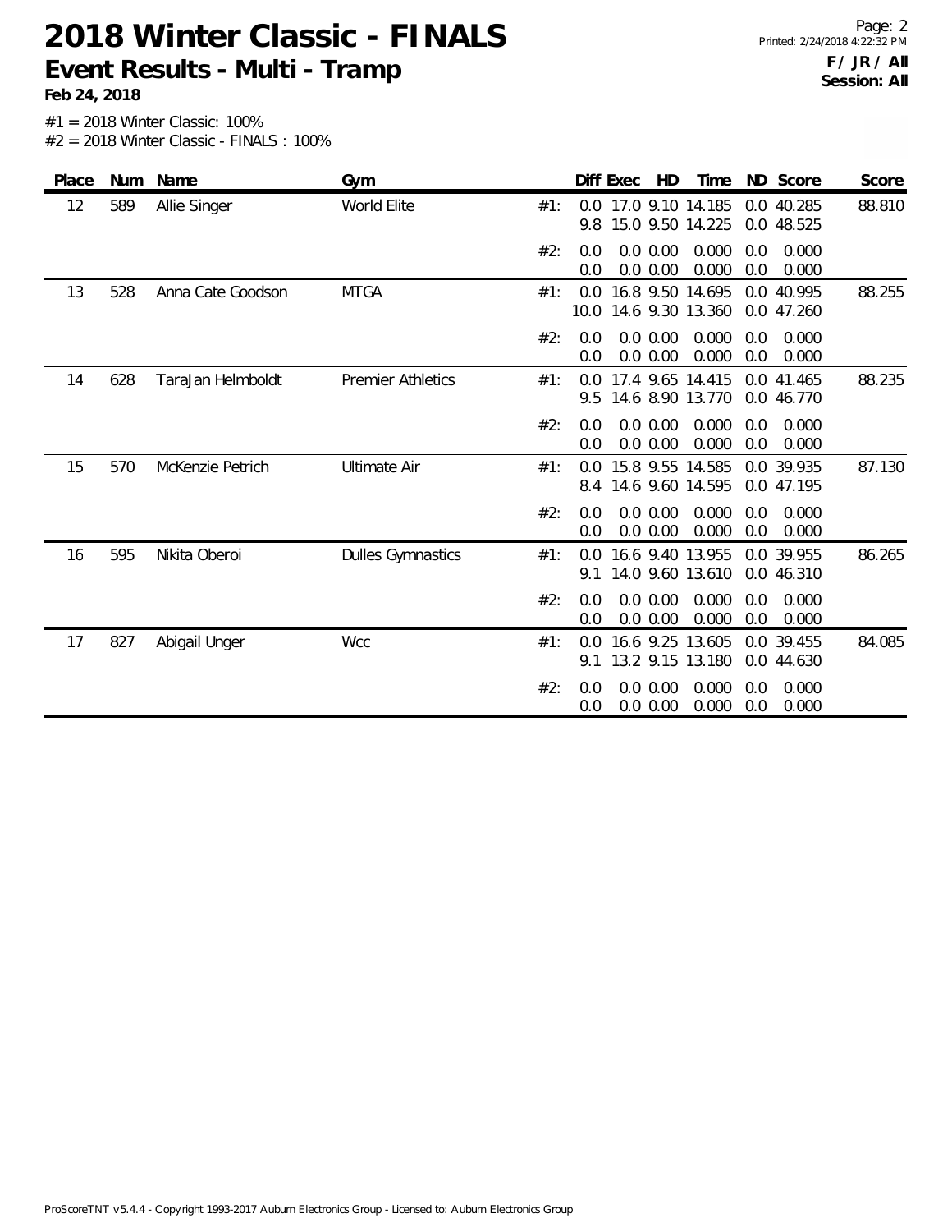# 2018 Winter Classic - FINALS

## Event Results - Multi - Tramp

**Feb 24, 2018**

**F / JR / All**
**Session: All**

#1 = 2018 Winter Classic: 100%
#2 = 2018 Winter Classic - FINALS : 100%

| Place | Num | Name | Gym | | Diff | Exec | HD | Time | ND | Score | Score |
|---|---|---|---|---|---|---|---|---|---|---|---|
| 12 | 589 | Allie Singer | World Elite | #1: | 0.0 | 17.0 | 9.10 | 14.185 | 0.0 | 40.285 | 88.810 |
| | | | | | 9.8 | 15.0 | 9.50 | 14.225 | 0.0 | 48.525 | |
| | | | | #2: | 0.0 | 0.0 | 0.00 | 0.000 | 0.0 | 0.000 | |
| | | | | | 0.0 | 0.0 | 0.00 | 0.000 | 0.0 | 0.000 | |
| 13 | 528 | Anna Cate Goodson | MTGA | #1: | 0.0 | 16.8 | 9.50 | 14.695 | 0.0 | 40.995 | 88.255 |
| | | | | | 10.0 | 14.6 | 9.30 | 13.360 | 0.0 | 47.260 | |
| | | | | #2: | 0.0 | 0.0 | 0.00 | 0.000 | 0.0 | 0.000 | |
| | | | | | 0.0 | 0.0 | 0.00 | 0.000 | 0.0 | 0.000 | |
| 14 | 628 | TaraJan Helmboldt | Premier Athletics | #1: | 0.0 | 17.4 | 9.65 | 14.415 | 0.0 | 41.465 | 88.235 |
| | | | | | 9.5 | 14.6 | 8.90 | 13.770 | 0.0 | 46.770 | |
| | | | | #2: | 0.0 | 0.0 | 0.00 | 0.000 | 0.0 | 0.000 | |
| | | | | | 0.0 | 0.0 | 0.00 | 0.000 | 0.0 | 0.000 | |
| 15 | 570 | McKenzie Petrich | Ultimate Air | #1: | 0.0 | 15.8 | 9.55 | 14.585 | 0.0 | 39.935 | 87.130 |
| | | | | | 8.4 | 14.6 | 9.60 | 14.595 | 0.0 | 47.195 | |
| | | | | #2: | 0.0 | 0.0 | 0.00 | 0.000 | 0.0 | 0.000 | |
| | | | | | 0.0 | 0.0 | 0.00 | 0.000 | 0.0 | 0.000 | |
| 16 | 595 | Nikita Oberoi | Dulles Gymnastics | #1: | 0.0 | 16.6 | 9.40 | 13.955 | 0.0 | 39.955 | 86.265 |
| | | | | | 9.1 | 14.0 | 9.60 | 13.610 | 0.0 | 46.310 | |
| | | | | #2: | 0.0 | 0.0 | 0.00 | 0.000 | 0.0 | 0.000 | |
| | | | | | 0.0 | 0.0 | 0.00 | 0.000 | 0.0 | 0.000 | |
| 17 | 827 | Abigail Unger | Wcc | #1: | 0.0 | 16.6 | 9.25 | 13.605 | 0.0 | 39.455 | 84.085 |
| | | | | | 9.1 | 13.2 | 9.15 | 13.180 | 0.0 | 44.630 | |
| | | | | #2: | 0.0 | 0.0 | 0.00 | 0.000 | 0.0 | 0.000 | |
| | | | | | 0.0 | 0.0 | 0.00 | 0.000 | 0.0 | 0.000 | |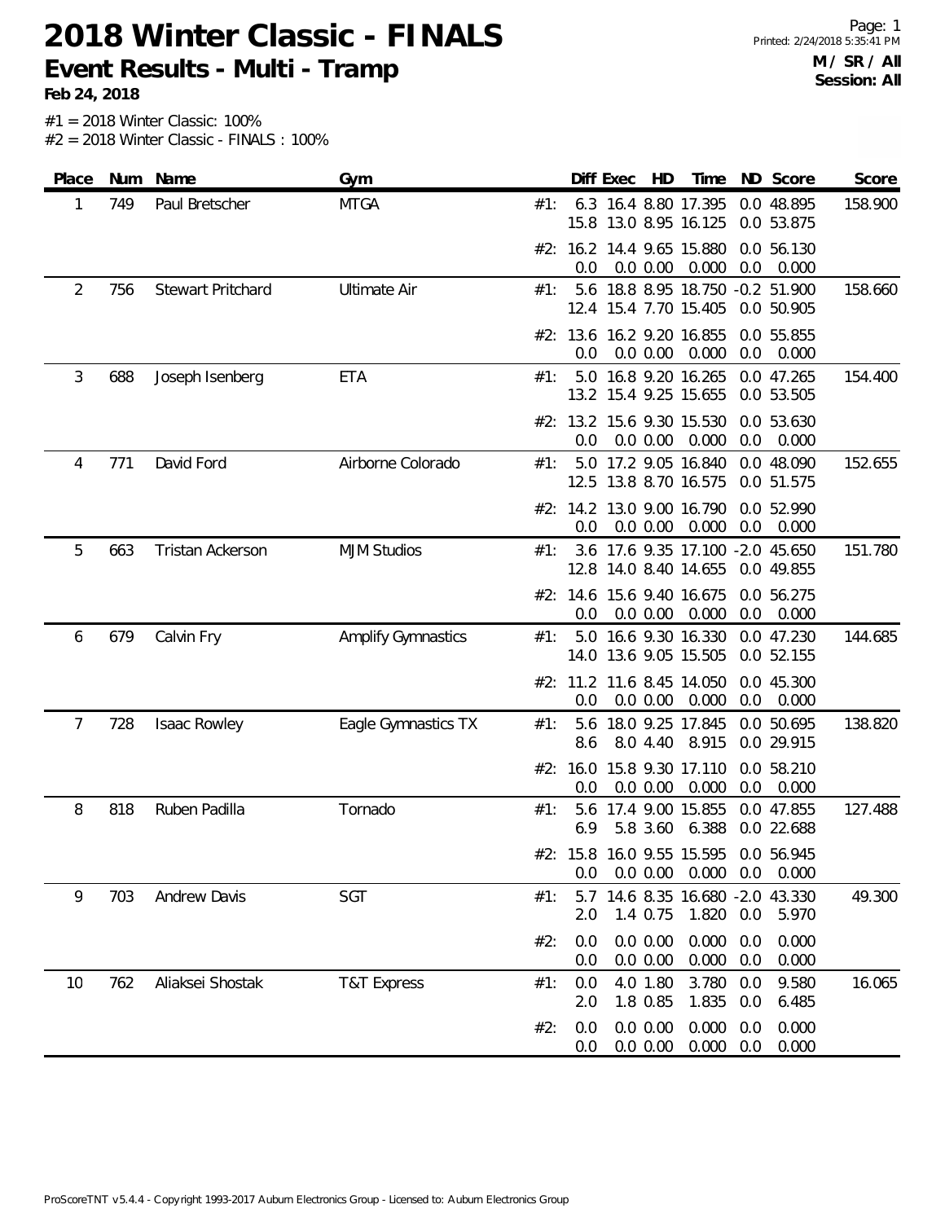# 2018 Winter Classic - FINALS

## Event Results - Multi - Tramp

**Feb 24, 2018**

**M / SR / All**
**Session: All**

#1 = 2018 Winter Classic: 100%
#2 = 2018 Winter Classic - FINALS : 100%

| Place | Num | Name | Gym | | Diff | Exec | HD | Time | ND | Score | Score |
|---|---|---|---|---|---|---|---|---|---|---|---|
| 1 | 749 | Paul Bretscher | MTGA | #1: | 6.3 | 16.4 | 8.80 | 17.395 | 0.0 | 48.895 | 158.900 |
| | | | | | 15.8 | 13.0 | 8.95 | 16.125 | 0.0 | 53.875 | |
| | | | | #2: | 16.2 | 14.4 | 9.65 | 15.880 | 0.0 | 56.130 | |
| | | | | | 0.0 | 0.0 | 0.00 | 0.000 | 0.0 | 0.000 | |
| 2 | 756 | Stewart Pritchard | Ultimate Air | #1: | 5.6 | 18.8 | 8.95 | 18.750 | -0.2 | 51.900 | 158.660 |
| | | | | | 12.4 | 15.4 | 7.70 | 15.405 | 0.0 | 50.905 | |
| | | | | #2: | 13.6 | 16.2 | 9.20 | 16.855 | 0.0 | 55.855 | |
| | | | | | 0.0 | 0.0 | 0.00 | 0.000 | 0.0 | 0.000 | |
| 3 | 688 | Joseph Isenberg | ETA | #1: | 5.0 | 16.8 | 9.20 | 16.265 | 0.0 | 47.265 | 154.400 |
| | | | | | 13.2 | 15.4 | 9.25 | 15.655 | 0.0 | 53.505 | |
| | | | | #2: | 13.2 | 15.6 | 9.30 | 15.530 | 0.0 | 53.630 | |
| | | | | | 0.0 | 0.0 | 0.00 | 0.000 | 0.0 | 0.000 | |
| 4 | 771 | David Ford | Airborne Colorado | #1: | 5.0 | 17.2 | 9.05 | 16.840 | 0.0 | 48.090 | 152.655 |
| | | | | | 12.5 | 13.8 | 8.70 | 16.575 | 0.0 | 51.575 | |
| | | | | #2: | 14.2 | 13.0 | 9.00 | 16.790 | 0.0 | 52.990 | |
| | | | | | 0.0 | 0.0 | 0.00 | 0.000 | 0.0 | 0.000 | |
| 5 | 663 | Tristan Ackerson | MJM Studios | #1: | 3.6 | 17.6 | 9.35 | 17.100 | -2.0 | 45.650 | 151.780 |
| | | | | | 12.8 | 14.0 | 8.40 | 14.655 | 0.0 | 49.855 | |
| | | | | #2: | 14.6 | 15.6 | 9.40 | 16.675 | 0.0 | 56.275 | |
| | | | | | 0.0 | 0.0 | 0.00 | 0.000 | 0.0 | 0.000 | |
| 6 | 679 | Calvin Fry | Amplify Gymnastics | #1: | 5.0 | 16.6 | 9.30 | 16.330 | 0.0 | 47.230 | 144.685 |
| | | | | | 14.0 | 13.6 | 9.05 | 15.505 | 0.0 | 52.155 | |
| | | | | #2: | 11.2 | 11.6 | 8.45 | 14.050 | 0.0 | 45.300 | |
| | | | | | 0.0 | 0.0 | 0.00 | 0.000 | 0.0 | 0.000 | |
| 7 | 728 | Isaac Rowley | Eagle Gymnastics TX | #1: | 5.6 | 18.0 | 9.25 | 17.845 | 0.0 | 50.695 | 138.820 |
| | | | | | 8.6 | 8.0 | 4.40 | 8.915 | 0.0 | 29.915 | |
| | | | | #2: | 16.0 | 15.8 | 9.30 | 17.110 | 0.0 | 58.210 | |
| | | | | | 0.0 | 0.0 | 0.00 | 0.000 | 0.0 | 0.000 | |
| 8 | 818 | Ruben Padilla | Tornado | #1: | 5.6 | 17.4 | 9.00 | 15.855 | 0.0 | 47.855 | 127.488 |
| | | | | | 6.9 | 5.8 | 3.60 | 6.388 | 0.0 | 22.688 | |
| | | | | #2: | 15.8 | 16.0 | 9.55 | 15.595 | 0.0 | 56.945 | |
| | | | | | 0.0 | 0.0 | 0.00 | 0.000 | 0.0 | 0.000 | |
| 9 | 703 | Andrew Davis | SGT | #1: | 5.7 | 14.6 | 8.35 | 16.680 | -2.0 | 43.330 | 49.300 |
| | | | | | 2.0 | 1.4 | 0.75 | 1.820 | 0.0 | 5.970 | |
| | | | | #2: | 0.0 | 0.0 | 0.00 | 0.000 | 0.0 | 0.000 | |
| | | | | | 0.0 | 0.0 | 0.00 | 0.000 | 0.0 | 0.000 | |
| 10 | 762 | Aliaksei Shostak | T&T Express | #1: | 0.0 | 4.0 | 1.80 | 3.780 | 0.0 | 9.580 | 16.065 |
| | | | | | 2.0 | 1.8 | 0.85 | 1.835 | 0.0 | 6.485 | |
| | | | | #2: | 0.0 | 0.0 | 0.00 | 0.000 | 0.0 | 0.000 | |
| | | | | | 0.0 | 0.0 | 0.00 | 0.000 | 0.0 | 0.000 | |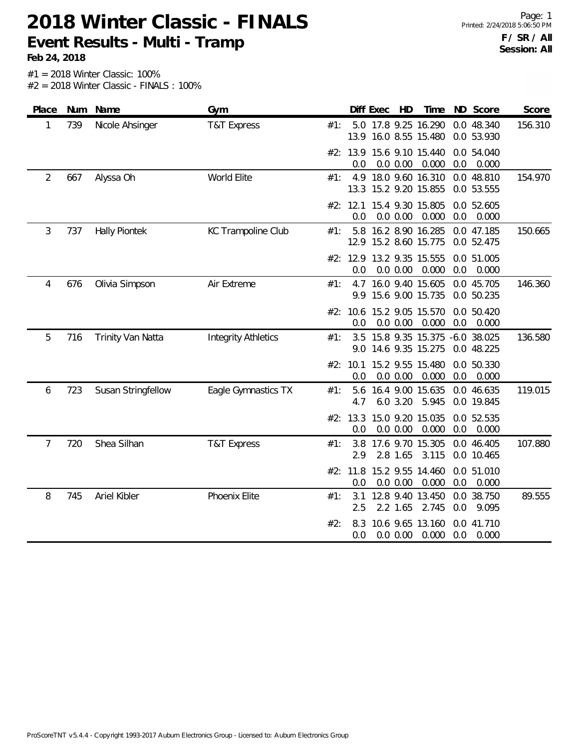# 2018 Winter Classic - FINALS

## Event Results - Multi - Tramp

**Feb 24, 2018**

Printed: 2/24/2018 5:06:50 PM

**F / SR / All**
**Session: All**

#1 = 2018 Winter Classic: 100%
#2 = 2018 Winter Classic - FINALS : 100%

| Place | Num | Name | Gym | | Diff | Exec | HD | Time | ND | Score | Score |
|---|---|---|---|---|---|---|---|---|---|---|---|
| 1 | 739 | Nicole Ahsinger | T&T Express | #1: | 5.0 | 17.8 | 9.25 | 16.290 | 0.0 | 48.340 | 156.310 |
| | | | | | 13.9 | 16.0 | 8.55 | 15.480 | 0.0 | 53.930 | |
| | | | | #2: | 13.9 | 15.6 | 9.10 | 15.440 | 0.0 | 54.040 | |
| | | | | | 0.0 | 0.0 | 0.00 | 0.000 | 0.0 | 0.000 | |
| 2 | 667 | Alyssa Oh | World Elite | #1: | 4.9 | 18.0 | 9.60 | 16.310 | 0.0 | 48.810 | 154.970 |
| | | | | | 13.3 | 15.2 | 9.20 | 15.855 | 0.0 | 53.555 | |
| | | | | #2: | 12.1 | 15.4 | 9.30 | 15.805 | 0.0 | 52.605 | |
| | | | | | 0.0 | 0.0 | 0.00 | 0.000 | 0.0 | 0.000 | |
| 3 | 737 | Hally Piontek | KC Trampoline Club | #1: | 5.8 | 16.2 | 8.90 | 16.285 | 0.0 | 47.185 | 150.665 |
| | | | | | 12.9 | 15.2 | 8.60 | 15.775 | 0.0 | 52.475 | |
| | | | | #2: | 12.9 | 13.2 | 9.35 | 15.555 | 0.0 | 51.005 | |
| | | | | | 0.0 | 0.0 | 0.00 | 0.000 | 0.0 | 0.000 | |
| 4 | 676 | Olivia Simpson | Air Extreme | #1: | 4.7 | 16.0 | 9.40 | 15.605 | 0.0 | 45.705 | 146.360 |
| | | | | | 9.9 | 15.6 | 9.00 | 15.735 | 0.0 | 50.235 | |
| | | | | #2: | 10.6 | 15.2 | 9.05 | 15.570 | 0.0 | 50.420 | |
| | | | | | 0.0 | 0.0 | 0.00 | 0.000 | 0.0 | 0.000 | |
| 5 | 716 | Trinity Van Natta | Integrity Athletics | #1: | 3.5 | 15.8 | 9.35 | 15.375 | -6.0 | 38.025 | 136.580 |
| | | | | | 9.0 | 14.6 | 9.35 | 15.275 | 0.0 | 48.225 | |
| | | | | #2: | 10.1 | 15.2 | 9.55 | 15.480 | 0.0 | 50.330 | |
| | | | | | 0.0 | 0.0 | 0.00 | 0.000 | 0.0 | 0.000 | |
| 6 | 723 | Susan Stringfellow | Eagle Gymnastics TX | #1: | 5.6 | 16.4 | 9.00 | 15.635 | 0.0 | 46.635 | 119.015 |
| | | | | | 4.7 | 6.0 | 3.20 | 5.945 | 0.0 | 19.845 | |
| | | | | #2: | 13.3 | 15.0 | 9.20 | 15.035 | 0.0 | 52.535 | |
| | | | | | 0.0 | 0.0 | 0.00 | 0.000 | 0.0 | 0.000 | |
| 7 | 720 | Shea Silhan | T&T Express | #1: | 3.8 | 17.6 | 9.70 | 15.305 | 0.0 | 46.405 | 107.880 |
| | | | | | 2.9 | 2.8 | 1.65 | 3.115 | 0.0 | 10.465 | |
| | | | | #2: | 11.8 | 15.2 | 9.55 | 14.460 | 0.0 | 51.010 | |
| | | | | | 0.0 | 0.0 | 0.00 | 0.000 | 0.0 | 0.000 | |
| 8 | 745 | Ariel Kibler | Phoenix Elite | #1: | 3.1 | 12.8 | 9.40 | 13.450 | 0.0 | 38.750 | 89.555 |
| | | | | | 2.5 | 2.2 | 1.65 | 2.745 | 0.0 | 9.095 | |
| | | | | #2: | 8.3 | 10.6 | 9.65 | 13.160 | 0.0 | 41.710 | |
| | | | | | 0.0 | 0.0 | 0.00 | 0.000 | 0.0 | 0.000 | |

ProScoreTNT v5.4.4 - Copyright 1993-2017 Auburn Electronics Group - Licensed to: Auburn Electronics Group